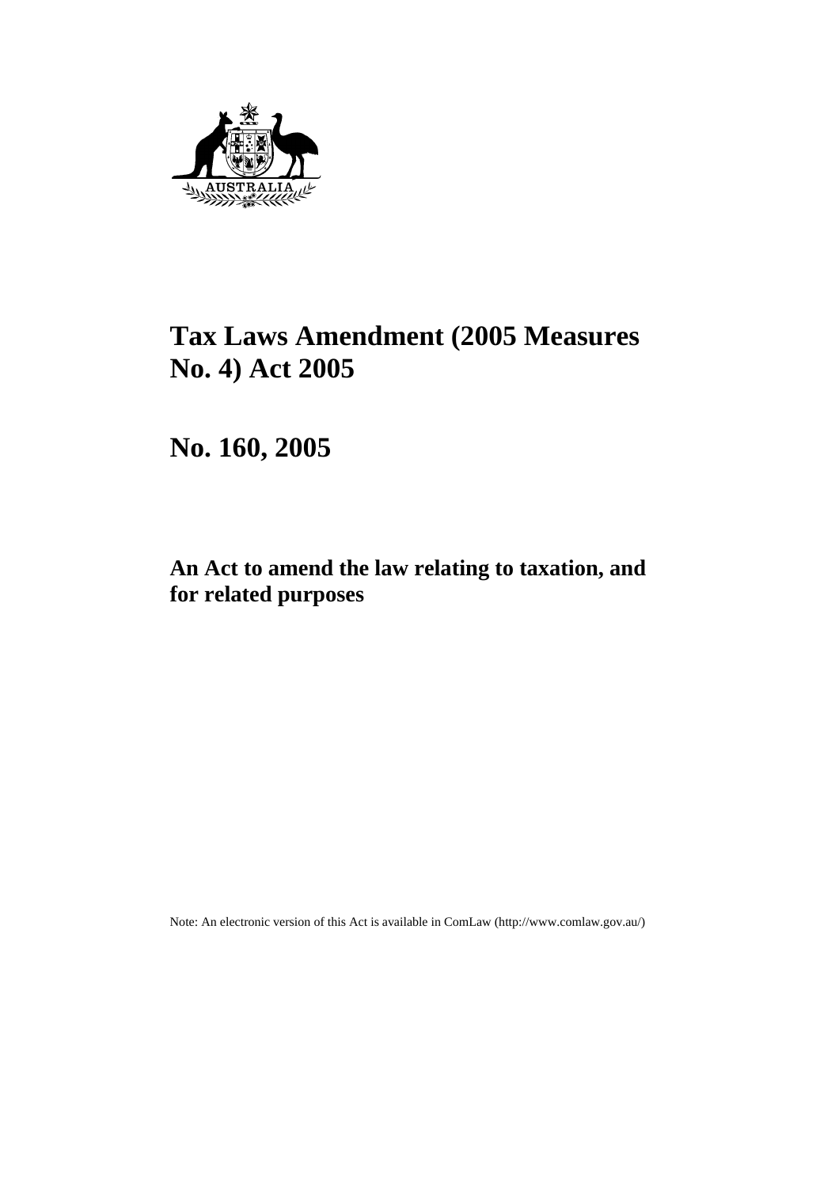# Tax Laws Amendment (2005 Measures No. 4) Act 2005

## No. 160, 2005

### An Act to amend the law relating to taxation, and for related purposes

Note: An electronic version of this Act is available in ComLaw (http://www.comlaw.gov.au/)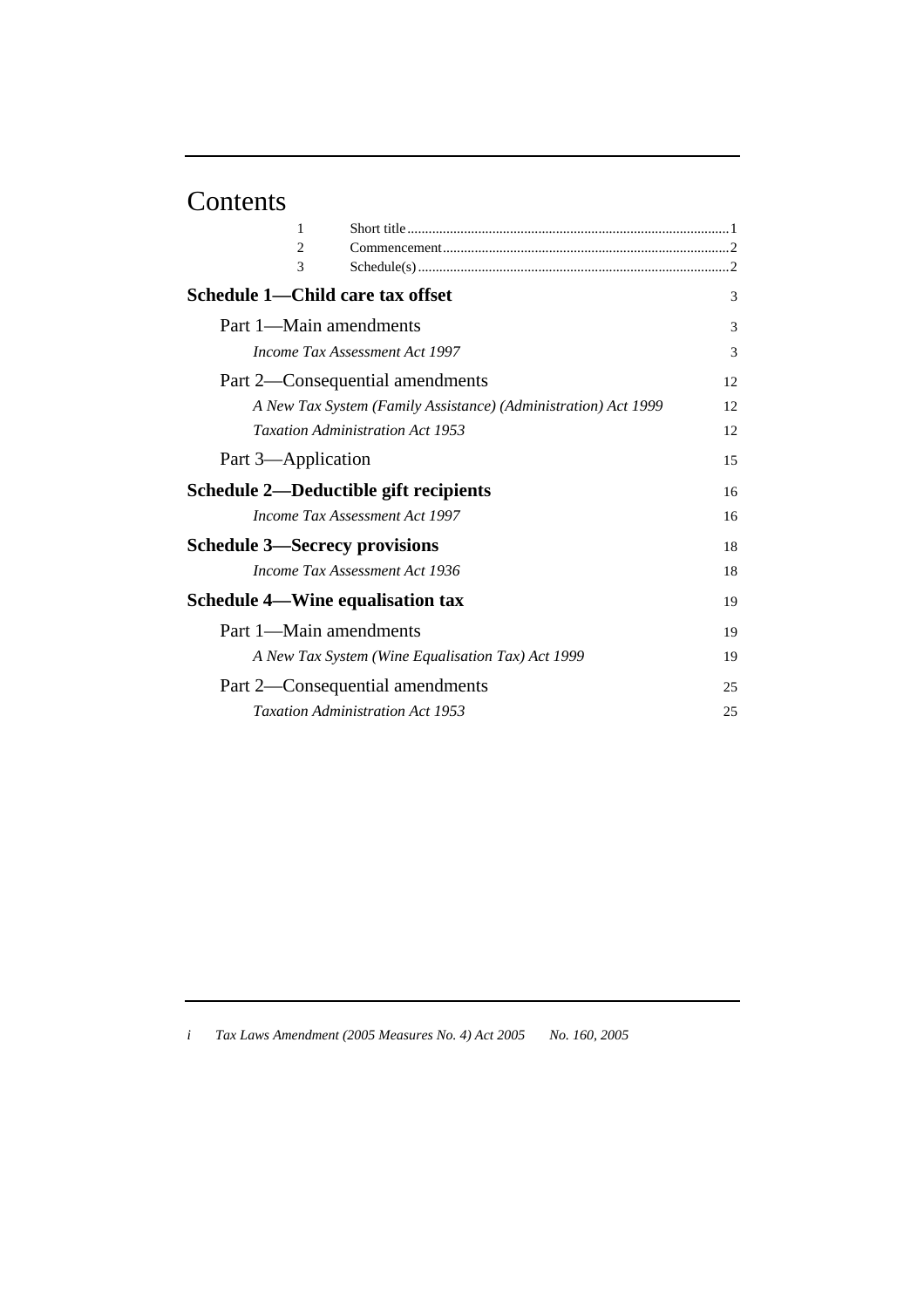# Contents

1 Short title ..... 1
2 Commencement ..... 2
3 Schedule(s) ..... 2

**Schedule 1—Child care tax offset** 3

Part 1—Main amendments 3

*Income Tax Assessment Act 1997* 3

Part 2—Consequential amendments 12

*A New Tax System (Family Assistance) (Administration) Act 1999* 12

*Taxation Administration Act 1953* 12

Part 3—Application 15

**Schedule 2—Deductible gift recipients** 16

*Income Tax Assessment Act 1997* 16

**Schedule 3—Secrecy provisions** 18

*Income Tax Assessment Act 1936* 18

**Schedule 4—Wine equalisation tax** 19

Part 1—Main amendments 19

*A New Tax System (Wine Equalisation Tax) Act 1999* 19

Part 2—Consequential amendments 25

*Taxation Administration Act 1953* 25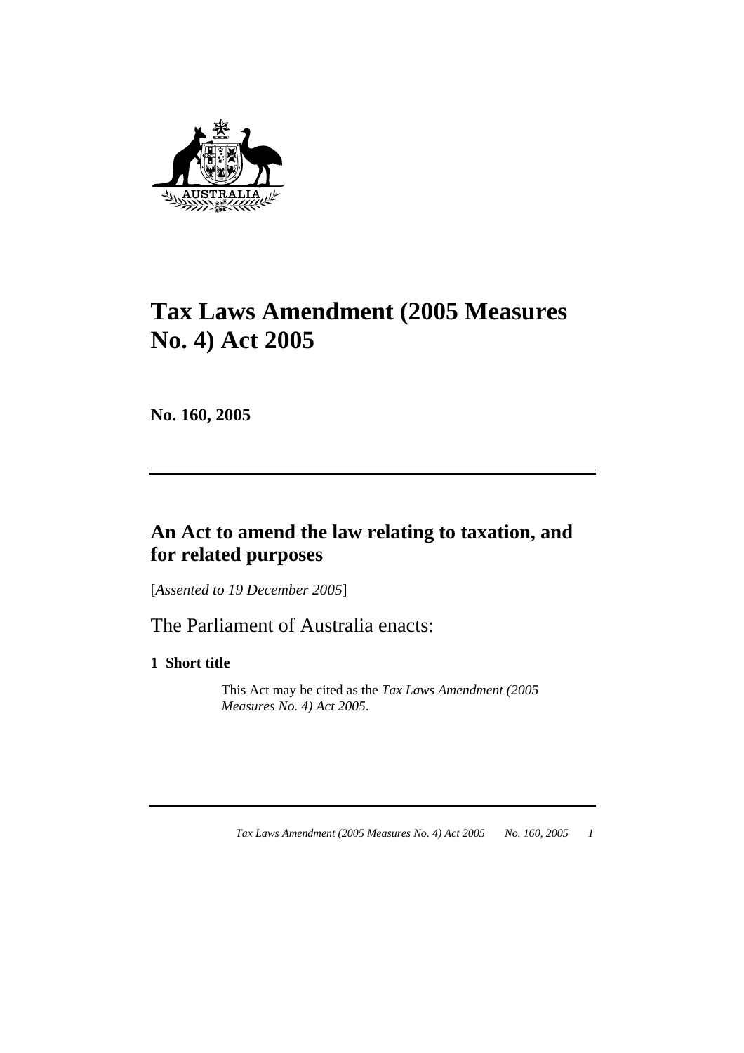# Tax Laws Amendment (2005 Measures No. 4) Act 2005

**No. 160, 2005**

## An Act to amend the law relating to taxation, and for related purposes

[*Assented to 19 December 2005*]

The Parliament of Australia enacts:

### 1 Short title

This Act may be cited as the *Tax Laws Amendment (2005 Measures No. 4) Act 2005*.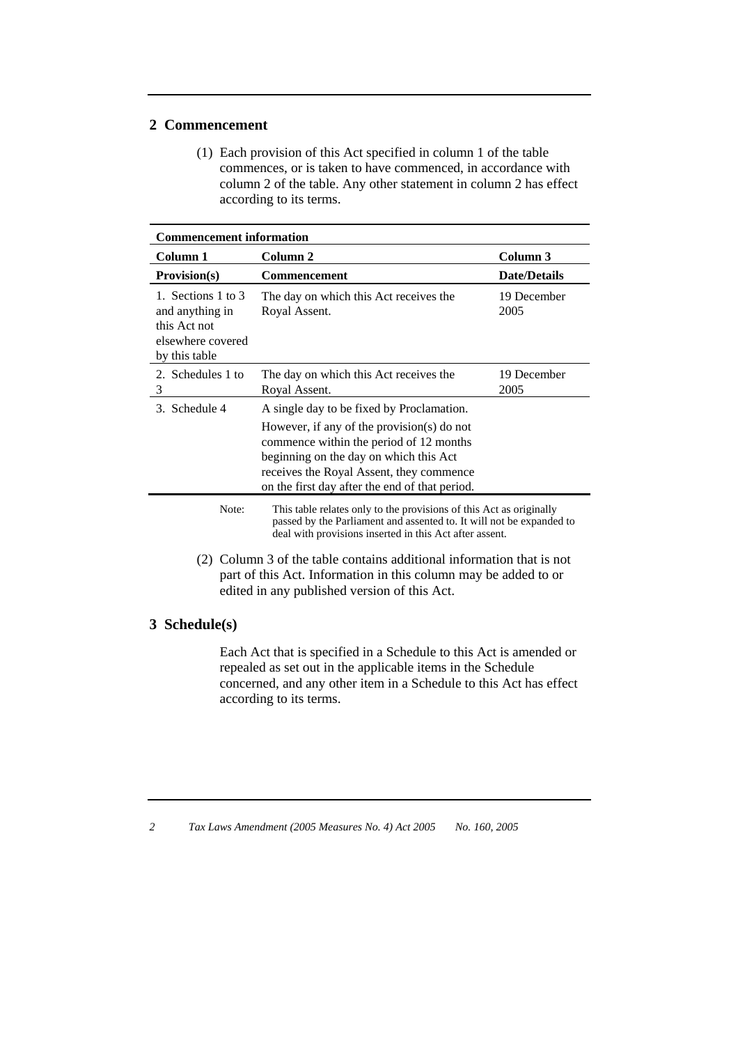## 2 Commencement

(1) Each provision of this Act specified in column 1 of the table commences, or is taken to have commenced, in accordance with column 2 of the table. Any other statement in column 2 has effect according to its terms.

| **Commencement information** | | |
|---|---|---|
| **Column 1** | **Column 2** | **Column 3** |
| **Provision(s)** | **Commencement** | **Date/Details** |
| 1. Sections 1 to 3 and anything in this Act not elsewhere covered by this table | The day on which this Act receives the Royal Assent. | 19 December 2005 |
| 2. Schedules 1 to 3 | The day on which this Act receives the Royal Assent. | 19 December 2005 |
| 3. Schedule 4 | A single day to be fixed by Proclamation. However, if any of the provision(s) do not commence within the period of 12 months beginning on the day on which this Act receives the Royal Assent, they commence on the first day after the end of that period. | |

Note: This table relates only to the provisions of this Act as originally passed by the Parliament and assented to. It will not be expanded to deal with provisions inserted in this Act after assent.

(2) Column 3 of the table contains additional information that is not part of this Act. Information in this column may be added to or edited in any published version of this Act.

## 3 Schedule(s)

Each Act that is specified in a Schedule to this Act is amended or repealed as set out in the applicable items in the Schedule concerned, and any other item in a Schedule to this Act has effect according to its terms.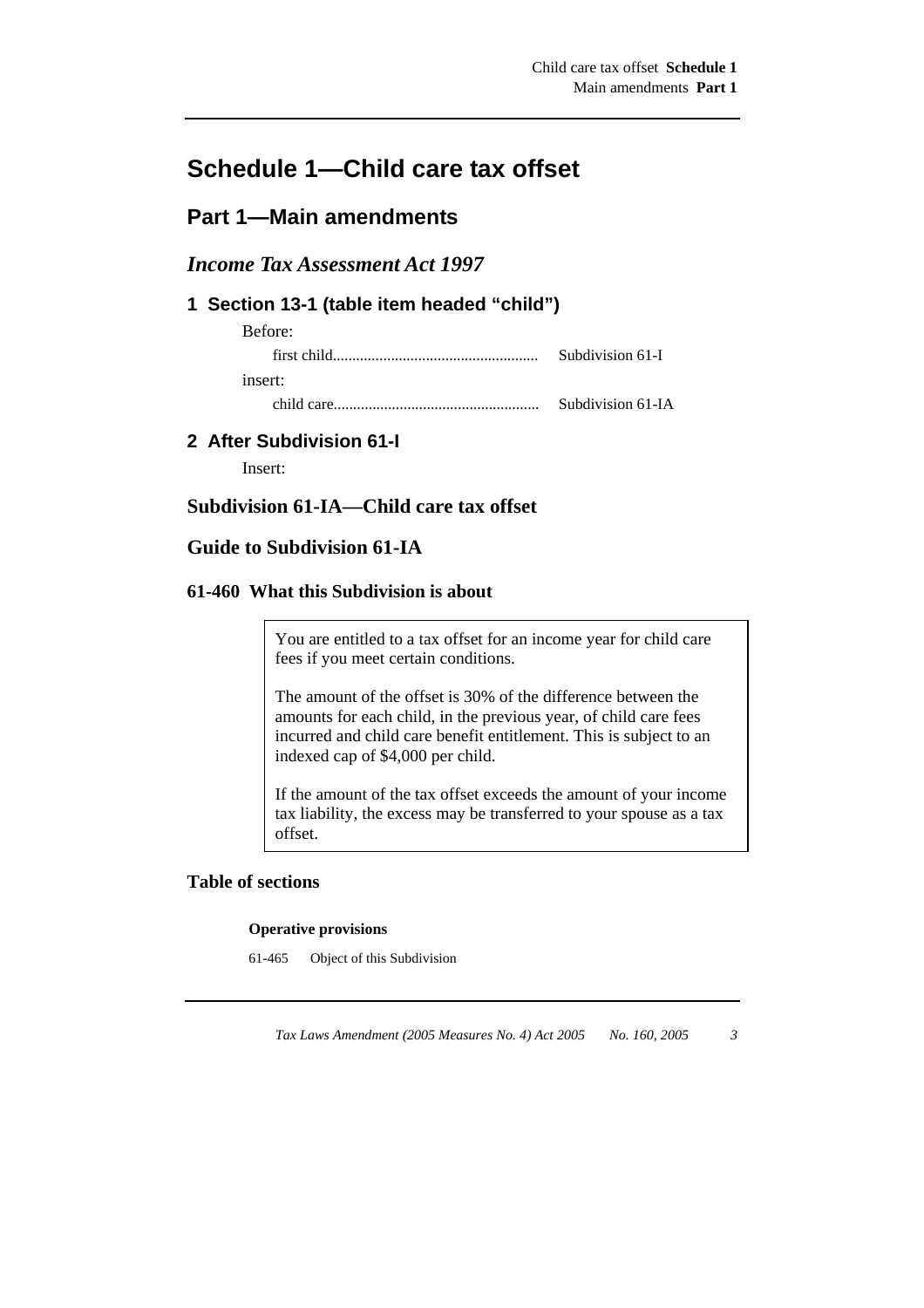# Schedule 1—Child care tax offset

## Part 1—Main amendments

### *Income Tax Assessment Act 1997*

### 1 Section 13-1 (table item headed "child")

Before:

| | |
|---|---|
| first child..................................................... | Subdivision 61-I |

insert:

| | |
|---|---|
| child care..................................................... | Subdivision 61-IA |

### 2 After Subdivision 61-I

Insert:

### Subdivision 61-IA—Child care tax offset

### Guide to Subdivision 61-IA

#### 61-460 What this Subdivision is about

> You are entitled to a tax offset for an income year for child care fees if you meet certain conditions.
>
> The amount of the offset is 30% of the difference between the amounts for each child, in the previous year, of child care fees incurred and child care benefit entitlement. This is subject to an indexed cap of $4,000 per child.
>
> If the amount of the tax offset exceeds the amount of your income tax liability, the excess may be transferred to your spouse as a tax offset.

#### Table of sections

**Operative provisions**

61-465 Object of this Subdivision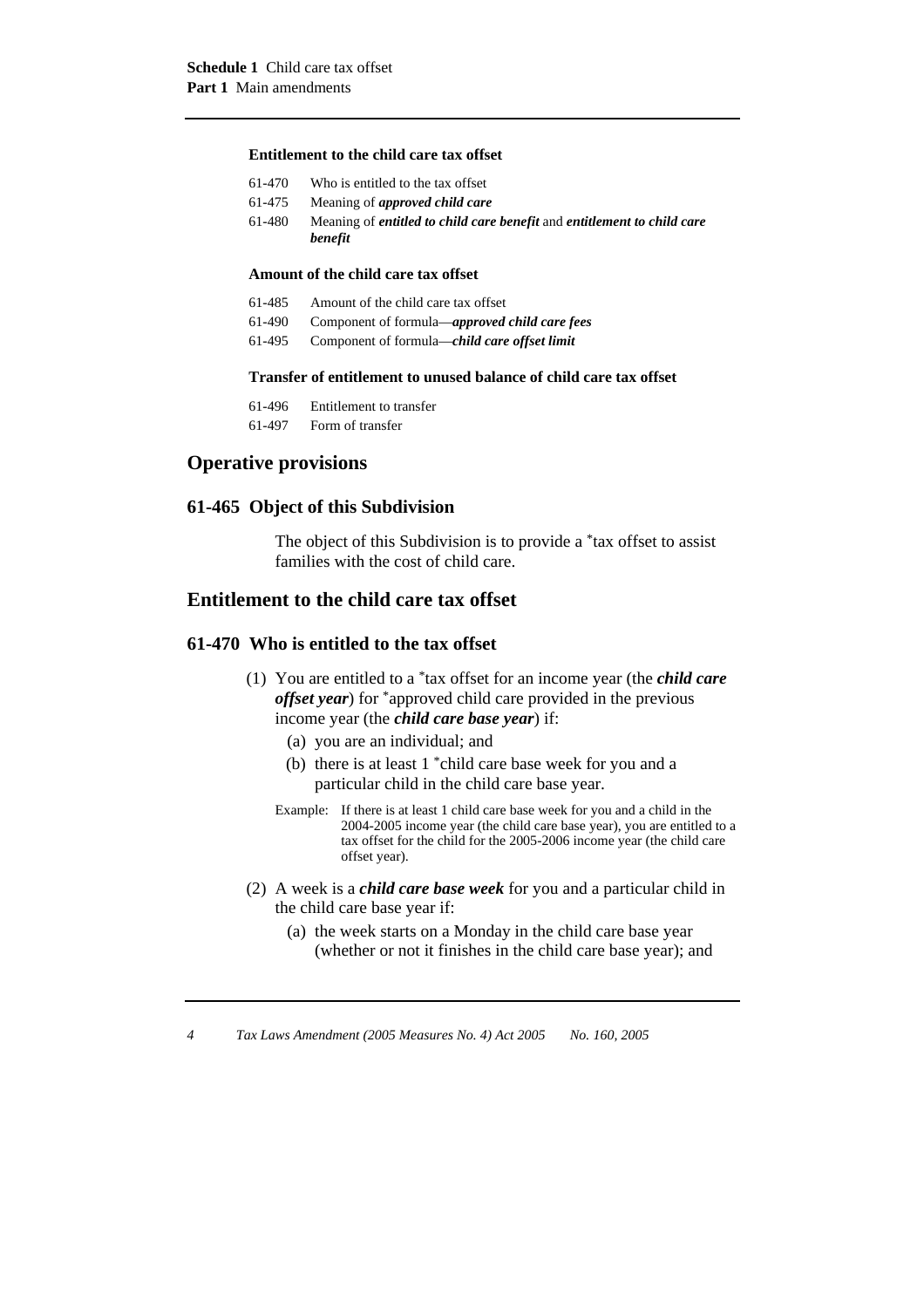**Entitlement to the child care tax offset**

61-470 Who is entitled to the tax offset

61-475 Meaning of ***approved child care***

61-480 Meaning of ***entitled to child care benefit*** and ***entitlement to child care benefit***

**Amount of the child care tax offset**

61-485 Amount of the child care tax offset

61-490 Component of formula—***approved child care fees***

61-495 Component of formula—***child care offset limit***

**Transfer of entitlement to unused balance of child care tax offset**

61-496 Entitlement to transfer

61-497 Form of transfer

## Operative provisions

### 61-465 Object of this Subdivision

The object of this Subdivision is to provide a *tax offset to assist families with the cost of child care.

## Entitlement to the child care tax offset

### 61-470 Who is entitled to the tax offset

(1) You are entitled to a *tax offset for an income year (the ***child care offset year***) for *approved child care provided in the previous income year (the ***child care base year***) if:

(a) you are an individual; and

(b) there is at least 1 *child care base week for you and a particular child in the child care base year.

Example: If there is at least 1 child care base week for you and a child in the 2004-2005 income year (the child care base year), you are entitled to a tax offset for the child for the 2005-2006 income year (the child care offset year).

(2) A week is a ***child care base week*** for you and a particular child in the child care base year if:

(a) the week starts on a Monday in the child care base year (whether or not it finishes in the child care base year); and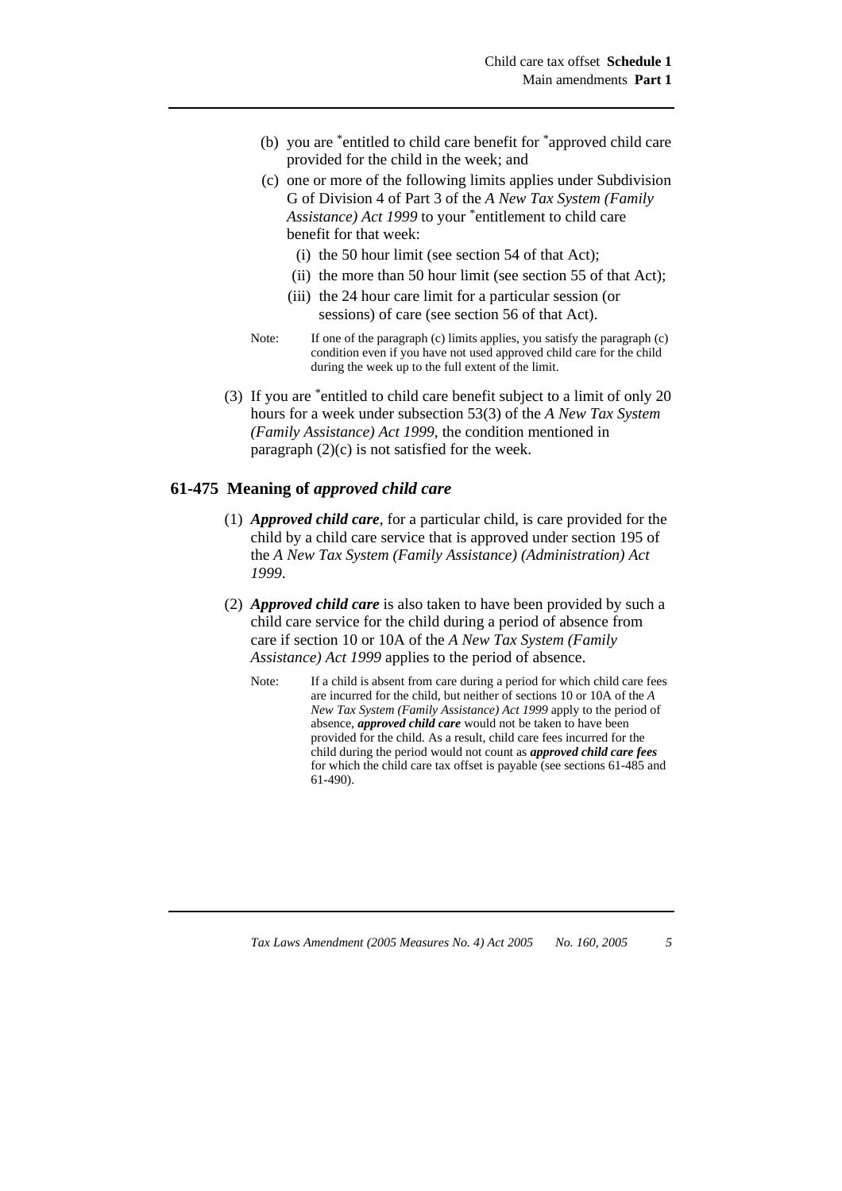(b) you are *entitled to child care benefit for *approved child care provided for the child in the week; and

(c) one or more of the following limits applies under Subdivision G of Division 4 of Part 3 of the *A New Tax System (Family Assistance) Act 1999* to your *entitlement to child care benefit for that week:

   (i) the 50 hour limit (see section 54 of that Act);

   (ii) the more than 50 hour limit (see section 55 of that Act);

   (iii) the 24 hour care limit for a particular session (or sessions) of care (see section 56 of that Act).

Note: If one of the paragraph (c) limits applies, you satisfy the paragraph (c) condition even if you have not used approved child care for the child during the week up to the full extent of the limit.

(3) If you are *entitled to child care benefit subject to a limit of only 20 hours for a week under subsection 53(3) of the *A New Tax System (Family Assistance) Act 1999*, the condition mentioned in paragraph (2)(c) is not satisfied for the week.

## 61-475 Meaning of *approved child care*

(1) ***Approved child care***, for a particular child, is care provided for the child by a child care service that is approved under section 195 of the *A New Tax System (Family Assistance) (Administration) Act 1999*.

(2) ***Approved child care*** is also taken to have been provided by such a child care service for the child during a period of absence from care if section 10 or 10A of the *A New Tax System (Family Assistance) Act 1999* applies to the period of absence.

Note: If a child is absent from care during a period for which child care fees are incurred for the child, but neither of sections 10 or 10A of the *A New Tax System (Family Assistance) Act 1999* apply to the period of absence, ***approved child care*** would not be taken to have been provided for the child. As a result, child care fees incurred for the child during the period would not count as ***approved child care fees*** for which the child care tax offset is payable (see sections 61-485 and 61-490).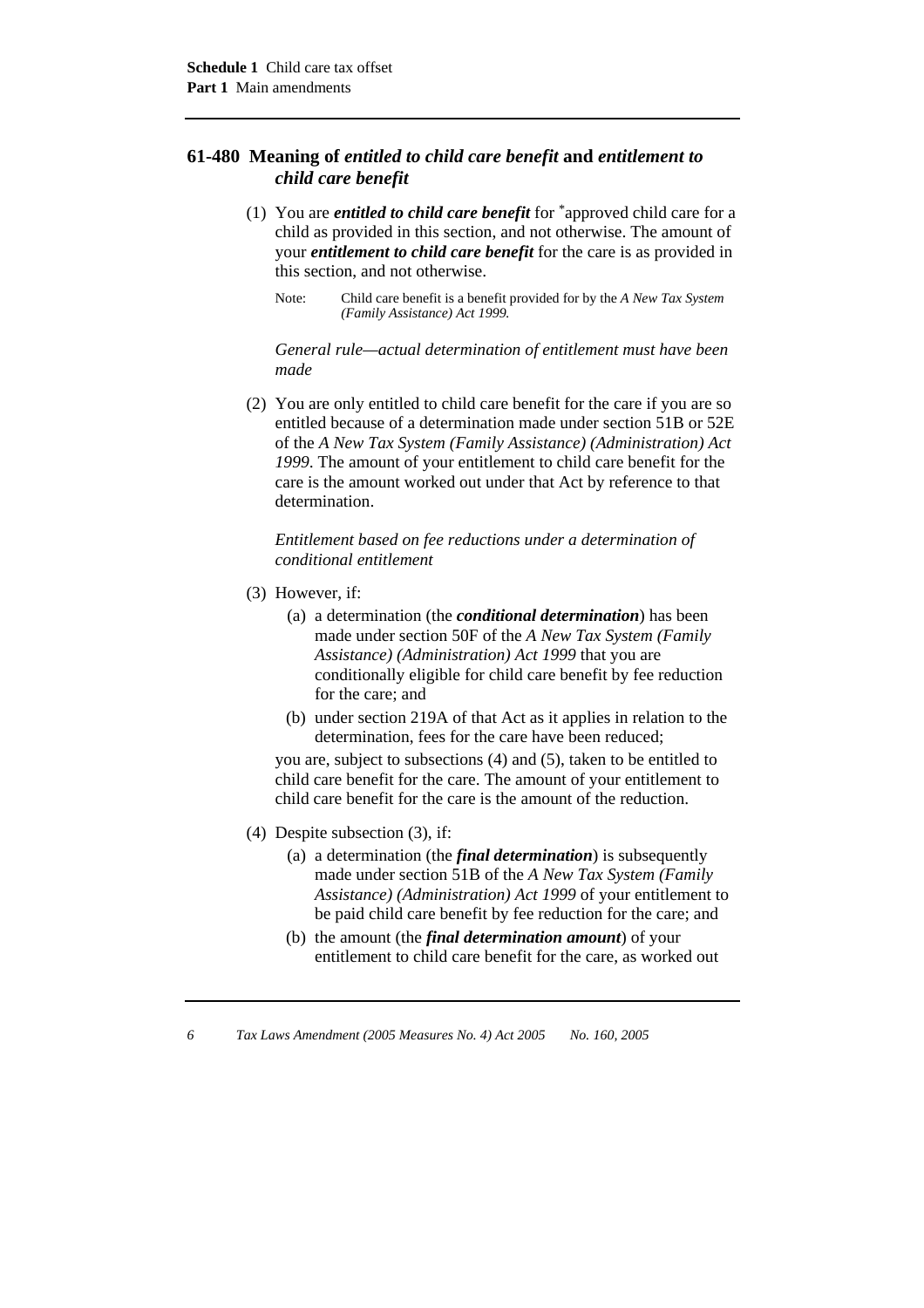## 61-480 Meaning of *entitled to child care benefit* and *entitlement to child care benefit*

(1) You are ***entitled to child care benefit*** for *approved child care for a child as provided in this section, and not otherwise. The amount of your ***entitlement to child care benefit*** for the care is as provided in this section, and not otherwise.

Note: Child care benefit is a benefit provided for by the *A New Tax System (Family Assistance) Act 1999.*

*General rule—actual determination of entitlement must have been made*

(2) You are only entitled to child care benefit for the care if you are so entitled because of a determination made under section 51B or 52E of the *A New Tax System (Family Assistance) (Administration) Act 1999*. The amount of your entitlement to child care benefit for the care is the amount worked out under that Act by reference to that determination.

*Entitlement based on fee reductions under a determination of conditional entitlement*

(3) However, if:

(a) a determination (the ***conditional determination***) has been made under section 50F of the *A New Tax System (Family Assistance) (Administration) Act 1999* that you are conditionally eligible for child care benefit by fee reduction for the care; and

(b) under section 219A of that Act as it applies in relation to the determination, fees for the care have been reduced;

you are, subject to subsections (4) and (5), taken to be entitled to child care benefit for the care. The amount of your entitlement to child care benefit for the care is the amount of the reduction.

(4) Despite subsection (3), if:

(a) a determination (the ***final determination***) is subsequently made under section 51B of the *A New Tax System (Family Assistance) (Administration) Act 1999* of your entitlement to be paid child care benefit by fee reduction for the care; and

(b) the amount (the ***final determination amount***) of your entitlement to child care benefit for the care, as worked out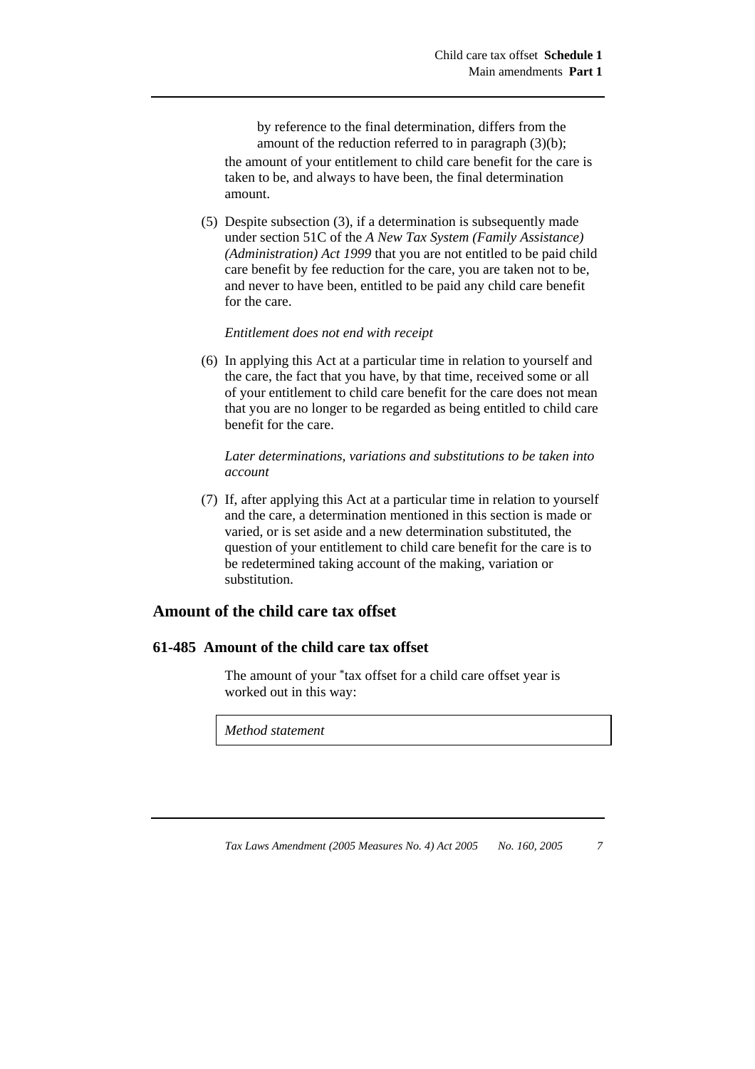by reference to the final determination, differs from the amount of the reduction referred to in paragraph (3)(b);

the amount of your entitlement to child care benefit for the care is taken to be, and always to have been, the final determination amount.

(5) Despite subsection (3), if a determination is subsequently made under section 51C of the *A New Tax System (Family Assistance) (Administration) Act 1999* that you are not entitled to be paid child care benefit by fee reduction for the care, you are taken not to be, and never to have been, entitled to be paid any child care benefit for the care.

*Entitlement does not end with receipt*

(6) In applying this Act at a particular time in relation to yourself and the care, the fact that you have, by that time, received some or all of your entitlement to child care benefit for the care does not mean that you are no longer to be regarded as being entitled to child care benefit for the care.

*Later determinations, variations and substitutions to be taken into account*

(7) If, after applying this Act at a particular time in relation to yourself and the care, a determination mentioned in this section is made or varied, or is set aside and a new determination substituted, the question of your entitlement to child care benefit for the care is to be redetermined taking account of the making, variation or substitution.

## Amount of the child care tax offset

### 61-485 Amount of the child care tax offset

The amount of your *tax offset for a child care offset year is worked out in this way:

| *Method statement* |
| --- |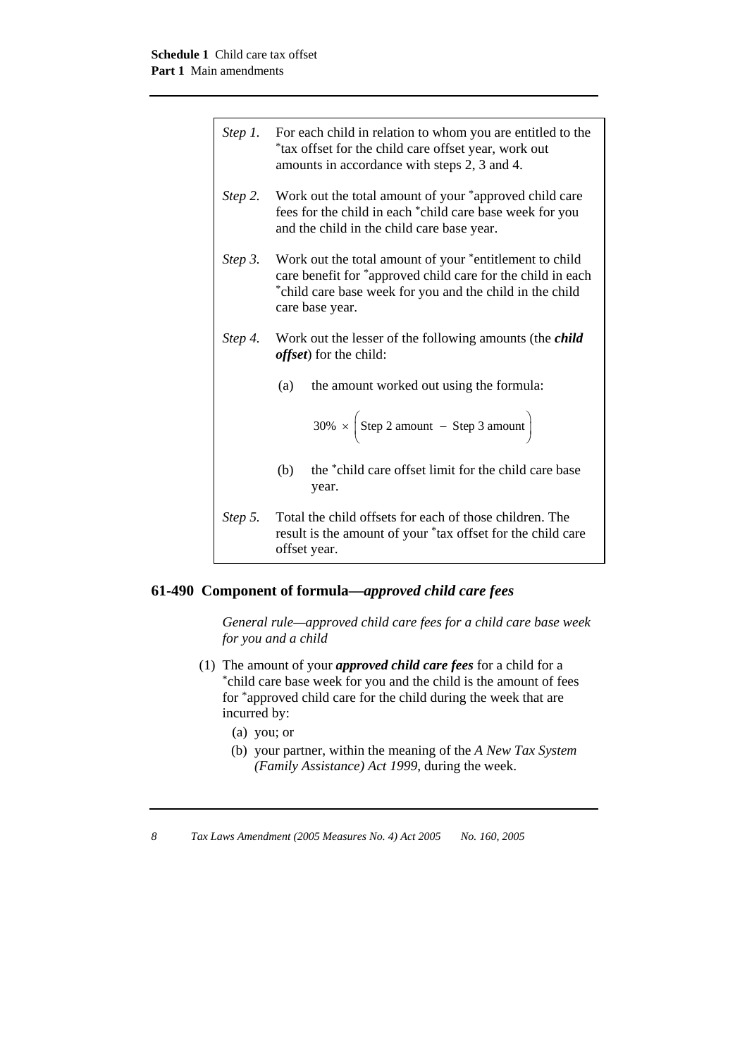| | |
|---|---|
| *Step 1.* | For each child in relation to whom you are entitled to the *tax offset for the child care offset year, work out amounts in accordance with steps 2, 3 and 4. |
| *Step 2.* | Work out the total amount of your *approved child care fees for the child in each *child care base week for you and the child in the child care base year. |
| *Step 3.* | Work out the total amount of your *entitlement to child care benefit for *approved child care for the child in each *child care base week for you and the child in the child care base year. |
| *Step 4.* | Work out the lesser of the following amounts (the ***child offset***) for the child: (a) the amount worked out using the formula: $30\% \times \left( \text{Step 2 amount} - \text{Step 3 amount} \right)$ (b) the *child care offset limit for the child care base year. |
| *Step 5.* | Total the child offsets for each of those children. The result is the amount of your *tax offset for the child care offset year. |

## 61-490 Component of formula—*approved child care fees*

*General rule—approved child care fees for a child care base week for you and a child*

(1) The amount of your ***approved child care fees*** for a child for a *child care base week for you and the child is the amount of fees for *approved child care for the child during the week that are incurred by:

(a) you; or

(b) your partner, within the meaning of the *A New Tax System (Family Assistance) Act 1999*, during the week.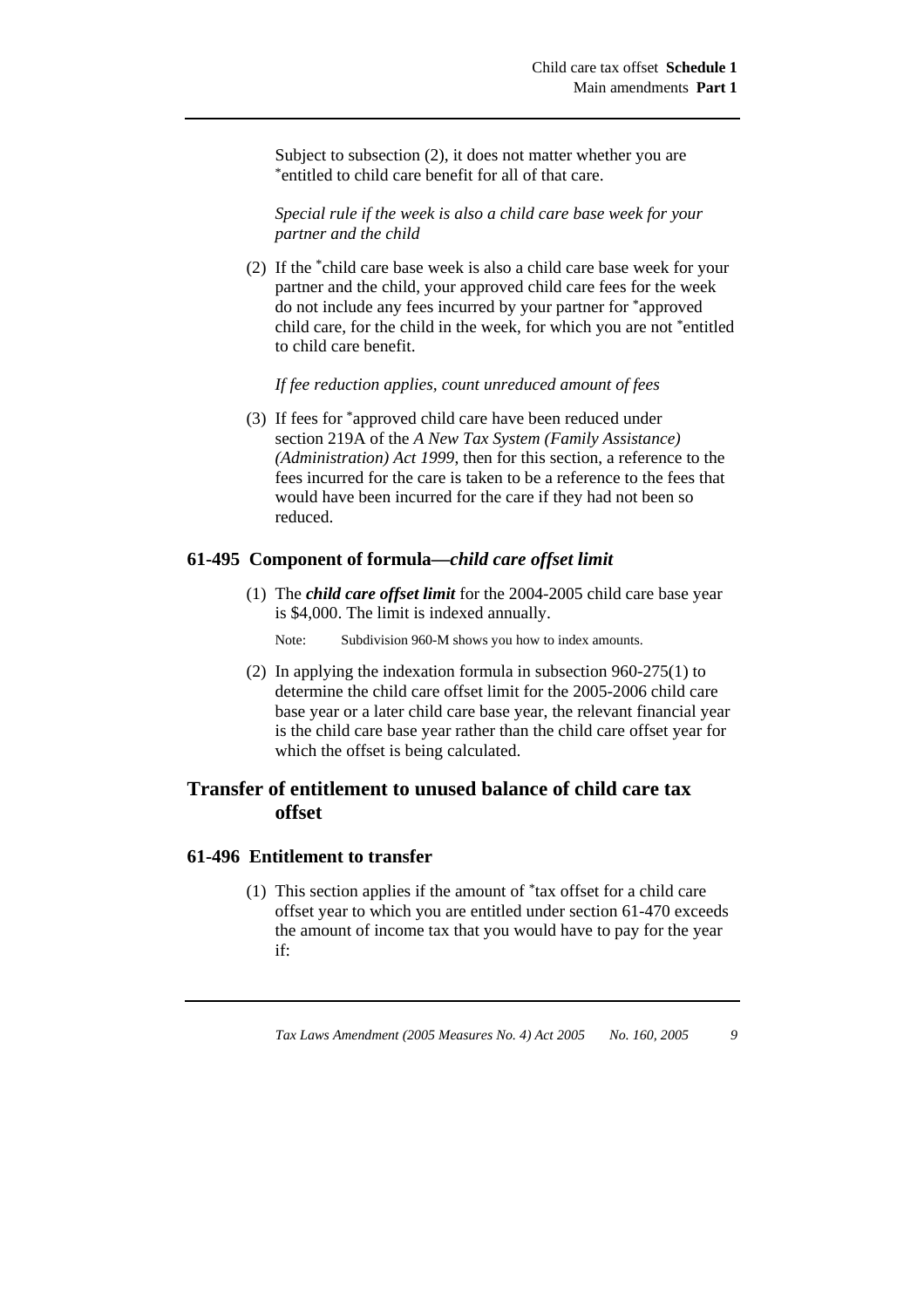Subject to subsection (2), it does not matter whether you are *entitled to child care benefit for all of that care.

*Special rule if the week is also a child care base week for your partner and the child*

(2) If the *child care base week is also a child care base week for your partner and the child, your approved child care fees for the week do not include any fees incurred by your partner for *approved child care, for the child in the week, for which you are not *entitled to child care benefit.

*If fee reduction applies, count unreduced amount of fees*

(3) If fees for *approved child care have been reduced under section 219A of the *A New Tax System (Family Assistance) (Administration) Act 1999*, then for this section, a reference to the fees incurred for the care is taken to be a reference to the fees that would have been incurred for the care if they had not been so reduced.

### 61-495 Component of formula—*child care offset limit*

(1) The ***child care offset limit*** for the 2004-2005 child care base year is $4,000. The limit is indexed annually.

Note: Subdivision 960-M shows you how to index amounts.

(2) In applying the indexation formula in subsection 960-275(1) to determine the child care offset limit for the 2005-2006 child care base year or a later child care base year, the relevant financial year is the child care base year rather than the child care offset year for which the offset is being calculated.

## Transfer of entitlement to unused balance of child care tax offset

### 61-496 Entitlement to transfer

(1) This section applies if the amount of *tax offset for a child care offset year to which you are entitled under section 61-470 exceeds the amount of income tax that you would have to pay for the year if: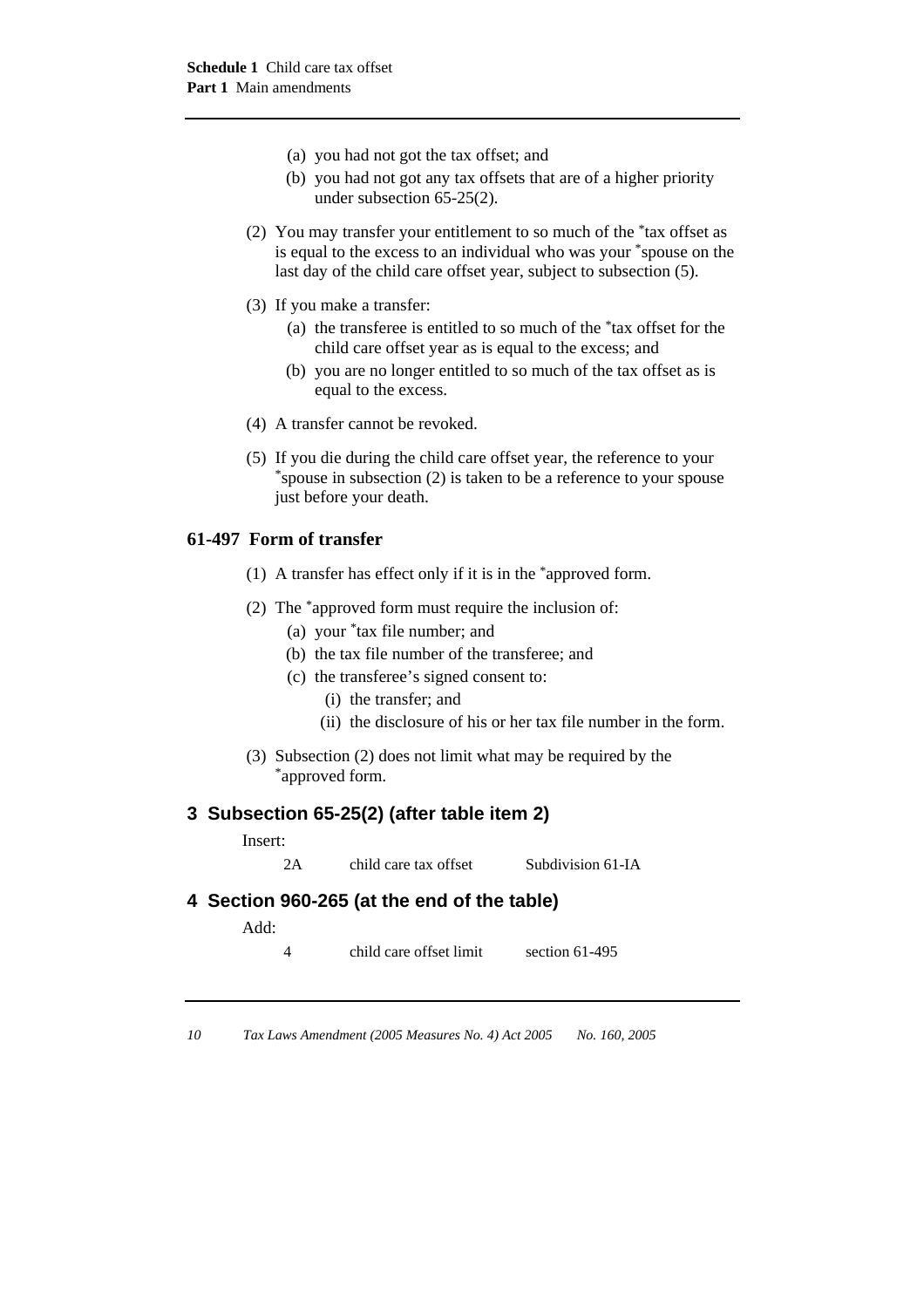(a) you had not got the tax offset; and

(b) you had not got any tax offsets that are of a higher priority under subsection 65-25(2).

(2) You may transfer your entitlement to so much of the *tax offset as is equal to the excess to an individual who was your *spouse on the last day of the child care offset year, subject to subsection (5).

(3) If you make a transfer:

(a) the transferee is entitled to so much of the *tax offset for the child care offset year as is equal to the excess; and

(b) you are no longer entitled to so much of the tax offset as is equal to the excess.

(4) A transfer cannot be revoked.

(5) If you die during the child care offset year, the reference to your *spouse in subsection (2) is taken to be a reference to your spouse just before your death.

### 61-497 Form of transfer

(1) A transfer has effect only if it is in the *approved form.

(2) The *approved form must require the inclusion of:

(a) your *tax file number; and

(b) the tax file number of the transferee; and

(c) the transferee's signed consent to:

(i) the transfer; and

(ii) the disclosure of his or her tax file number in the form.

(3) Subsection (2) does not limit what may be required by the *approved form.

## 3 Subsection 65-25(2) (after table item 2)

Insert:

| | | |
|---|---|---|
| 2A | child care tax offset | Subdivision 61-IA |

## 4 Section 960-265 (at the end of the table)

Add:

| | | |
|---|---|---|
| 4 | child care offset limit | section 61-495 |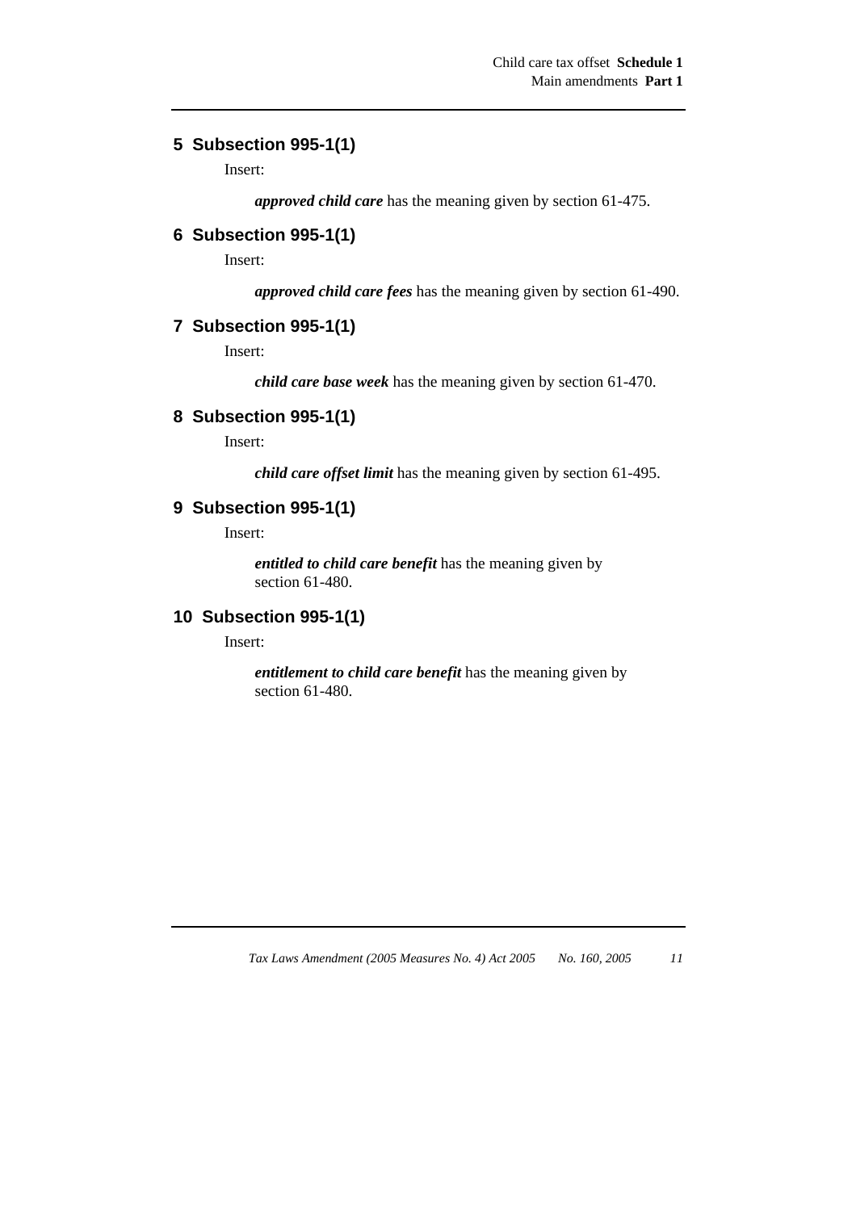## 5 Subsection 995-1(1)

Insert:

***approved child care*** has the meaning given by section 61-475.

## 6 Subsection 995-1(1)

Insert:

***approved child care fees*** has the meaning given by section 61-490.

## 7 Subsection 995-1(1)

Insert:

***child care base week*** has the meaning given by section 61-470.

## 8 Subsection 995-1(1)

Insert:

***child care offset limit*** has the meaning given by section 61-495.

## 9 Subsection 995-1(1)

Insert:

***entitled to child care benefit*** has the meaning given by section 61-480.

## 10 Subsection 995-1(1)

Insert:

***entitlement to child care benefit*** has the meaning given by section 61-480.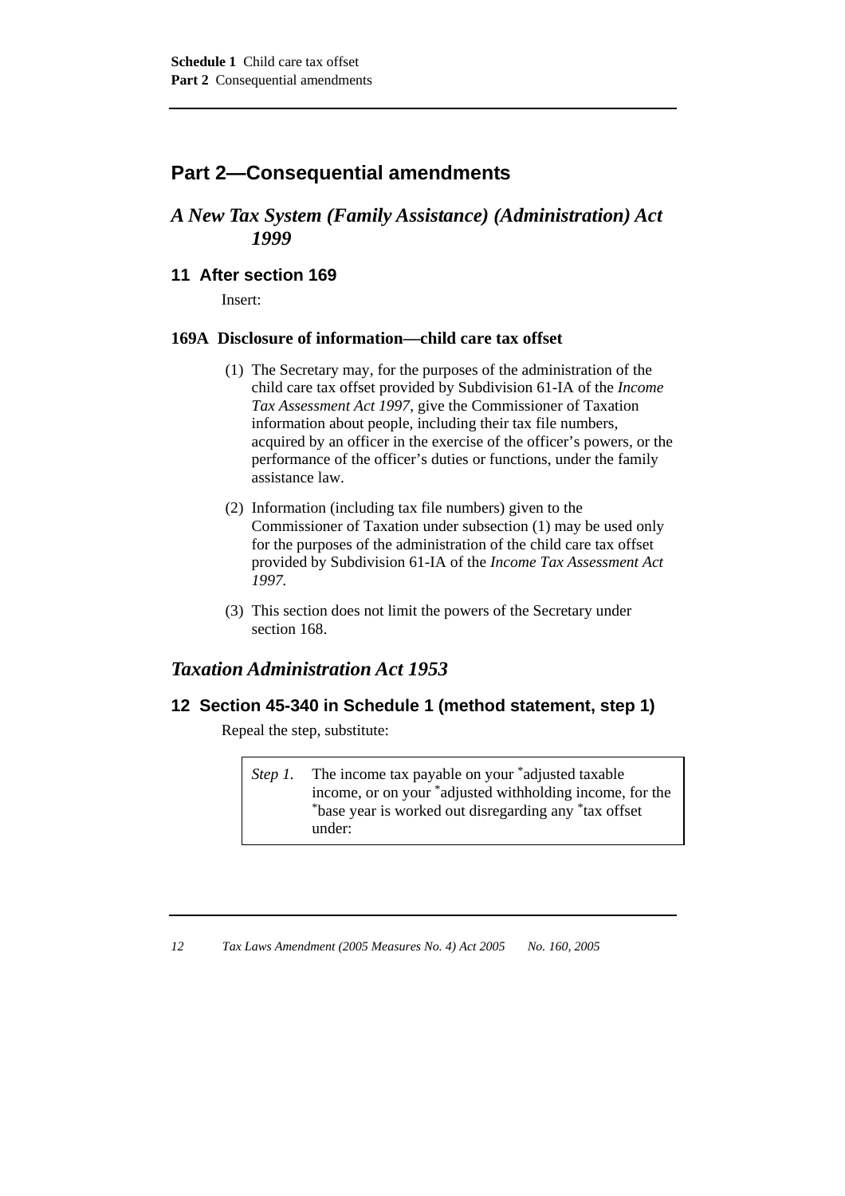## Part 2—Consequential amendments

### *A New Tax System (Family Assistance) (Administration) Act 1999*

#### 11 After section 169

Insert:

**169A Disclosure of information—child care tax offset**

(1) The Secretary may, for the purposes of the administration of the child care tax offset provided by Subdivision 61-IA of the *Income Tax Assessment Act 1997*, give the Commissioner of Taxation information about people, including their tax file numbers, acquired by an officer in the exercise of the officer's powers, or the performance of the officer's duties or functions, under the family assistance law.

(2) Information (including tax file numbers) given to the Commissioner of Taxation under subsection (1) may be used only for the purposes of the administration of the child care tax offset provided by Subdivision 61-IA of the *Income Tax Assessment Act 1997.*

(3) This section does not limit the powers of the Secretary under section 168.

### *Taxation Administration Act 1953*

#### 12 Section 45-340 in Schedule 1 (method statement, step 1)

Repeal the step, substitute:

| | |
|---|---|
| *Step 1.* | The income tax payable on your *adjusted taxable income, or on your *adjusted withholding income, for the *base year is worked out disregarding any *tax offset under: |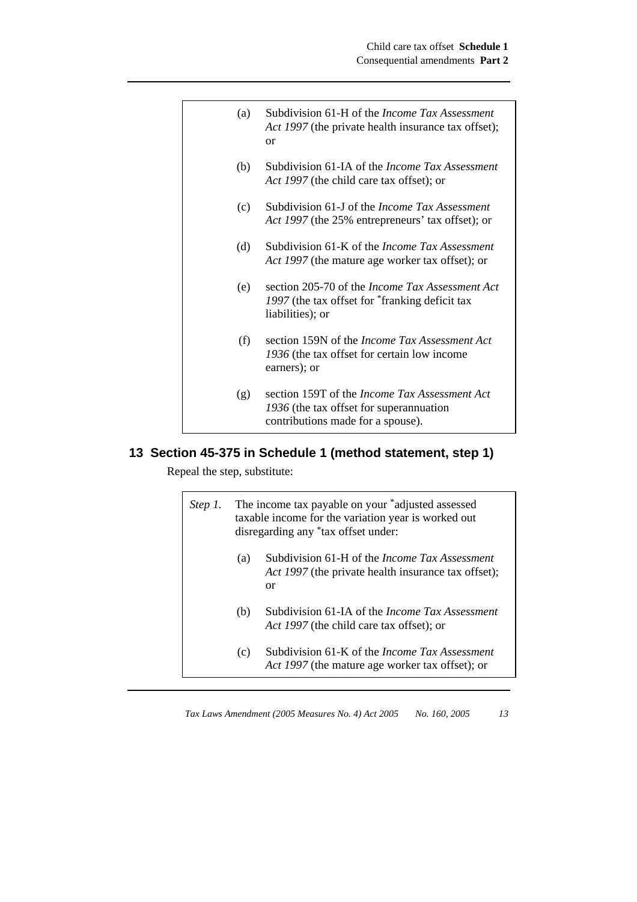(a) Subdivision 61-H of the *Income Tax Assessment Act 1997* (the private health insurance tax offset); or

(b) Subdivision 61-IA of the *Income Tax Assessment Act 1997* (the child care tax offset); or

(c) Subdivision 61-J of the *Income Tax Assessment Act 1997* (the 25% entrepreneurs' tax offset); or

(d) Subdivision 61-K of the *Income Tax Assessment Act 1997* (the mature age worker tax offset); or

(e) section 205-70 of the *Income Tax Assessment Act 1997* (the tax offset for *franking deficit tax liabilities); or

(f) section 159N of the *Income Tax Assessment Act 1936* (the tax offset for certain low income earners); or

(g) section 159T of the *Income Tax Assessment Act 1936* (the tax offset for superannuation contributions made for a spouse).

## 13 Section 45-375 in Schedule 1 (method statement, step 1)

Repeal the step, substitute:

*Step 1.* The income tax payable on your *adjusted assessed taxable income for the variation year is worked out disregarding any *tax offset under:

(a) Subdivision 61-H of the *Income Tax Assessment Act 1997* (the private health insurance tax offset); or

(b) Subdivision 61-IA of the *Income Tax Assessment Act 1997* (the child care tax offset); or

(c) Subdivision 61-K of the *Income Tax Assessment Act 1997* (the mature age worker tax offset); or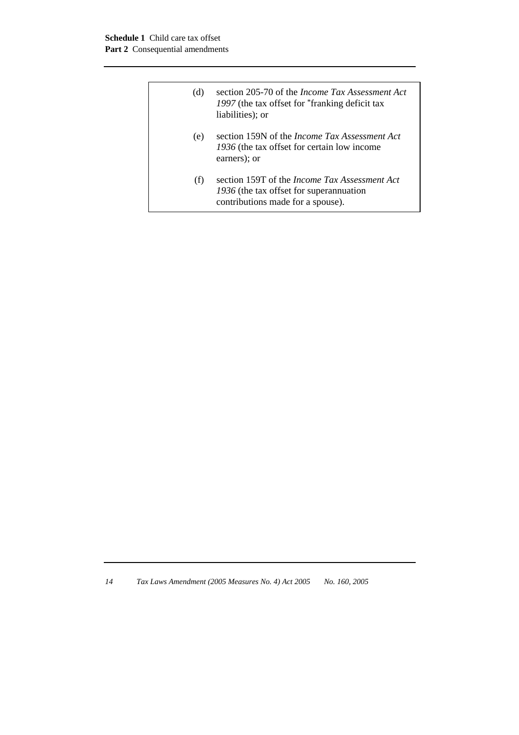(d) section 205-70 of the *Income Tax Assessment Act 1997* (the tax offset for *franking deficit tax liabilities); or

(e) section 159N of the *Income Tax Assessment Act 1936* (the tax offset for certain low income earners); or

(f) section 159T of the *Income Tax Assessment Act 1936* (the tax offset for superannuation contributions made for a spouse).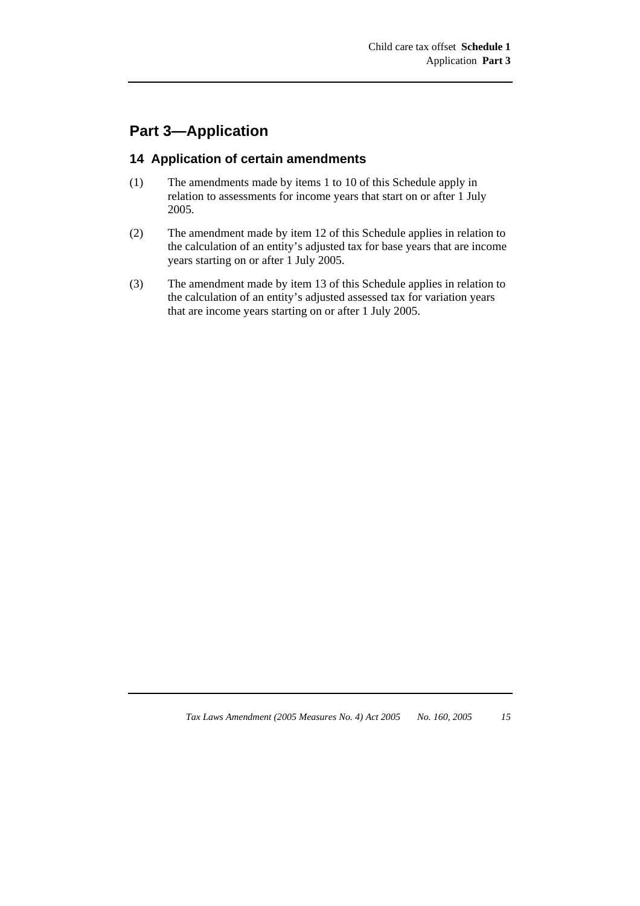## Part 3—Application

### 14 Application of certain amendments

(1) The amendments made by items 1 to 10 of this Schedule apply in relation to assessments for income years that start on or after 1 July 2005.

(2) The amendment made by item 12 of this Schedule applies in relation to the calculation of an entity's adjusted tax for base years that are income years starting on or after 1 July 2005.

(3) The amendment made by item 13 of this Schedule applies in relation to the calculation of an entity's adjusted assessed tax for variation years that are income years starting on or after 1 July 2005.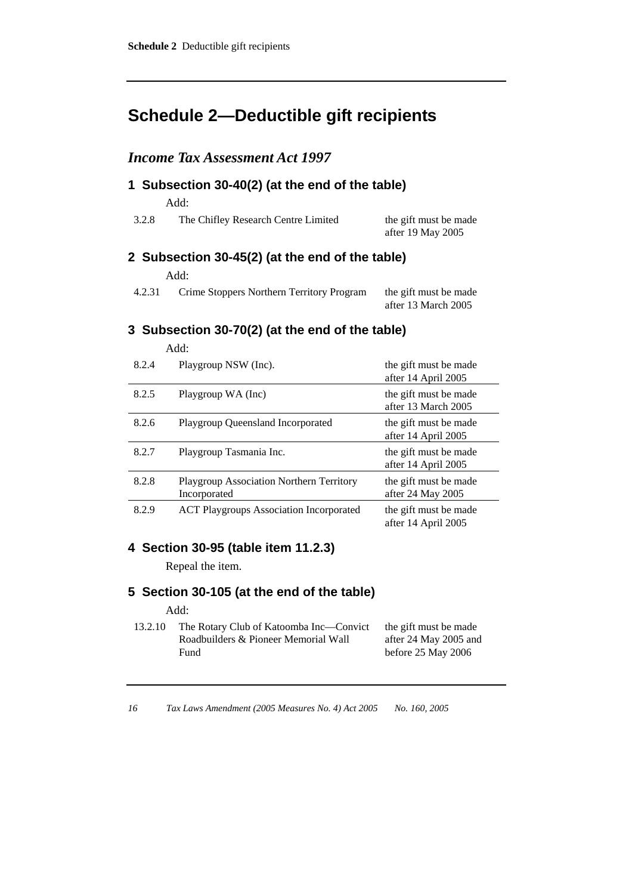# Schedule 2—Deductible gift recipients

## *Income Tax Assessment Act 1997*

### 1 Subsection 30-40(2) (at the end of the table)

Add:

| | | |
|---|---|---|
| 3.2.8 | The Chifley Research Centre Limited | the gift must be made after 19 May 2005 |

### 2 Subsection 30-45(2) (at the end of the table)

Add:

| | | |
|---|---|---|
| 4.2.31 | Crime Stoppers Northern Territory Program | the gift must be made after 13 March 2005 |

### 3 Subsection 30-70(2) (at the end of the table)

Add:

| | | |
|---|---|---|
| 8.2.4 | Playgroup NSW (Inc). | the gift must be made after 14 April 2005 |
| 8.2.5 | Playgroup WA (Inc) | the gift must be made after 13 March 2005 |
| 8.2.6 | Playgroup Queensland Incorporated | the gift must be made after 14 April 2005 |
| 8.2.7 | Playgroup Tasmania Inc. | the gift must be made after 14 April 2005 |
| 8.2.8 | Playgroup Association Northern Territory Incorporated | the gift must be made after 24 May 2005 |
| 8.2.9 | ACT Playgroups Association Incorporated | the gift must be made after 14 April 2005 |

### 4 Section 30-95 (table item 11.2.3)

Repeal the item.

### 5 Section 30-105 (at the end of the table)

Add:

| | | |
|---|---|---|
| 13.2.10 | The Rotary Club of Katoomba Inc—Convict Roadbuilders & Pioneer Memorial Wall Fund | the gift must be made after 24 May 2005 and before 25 May 2006 |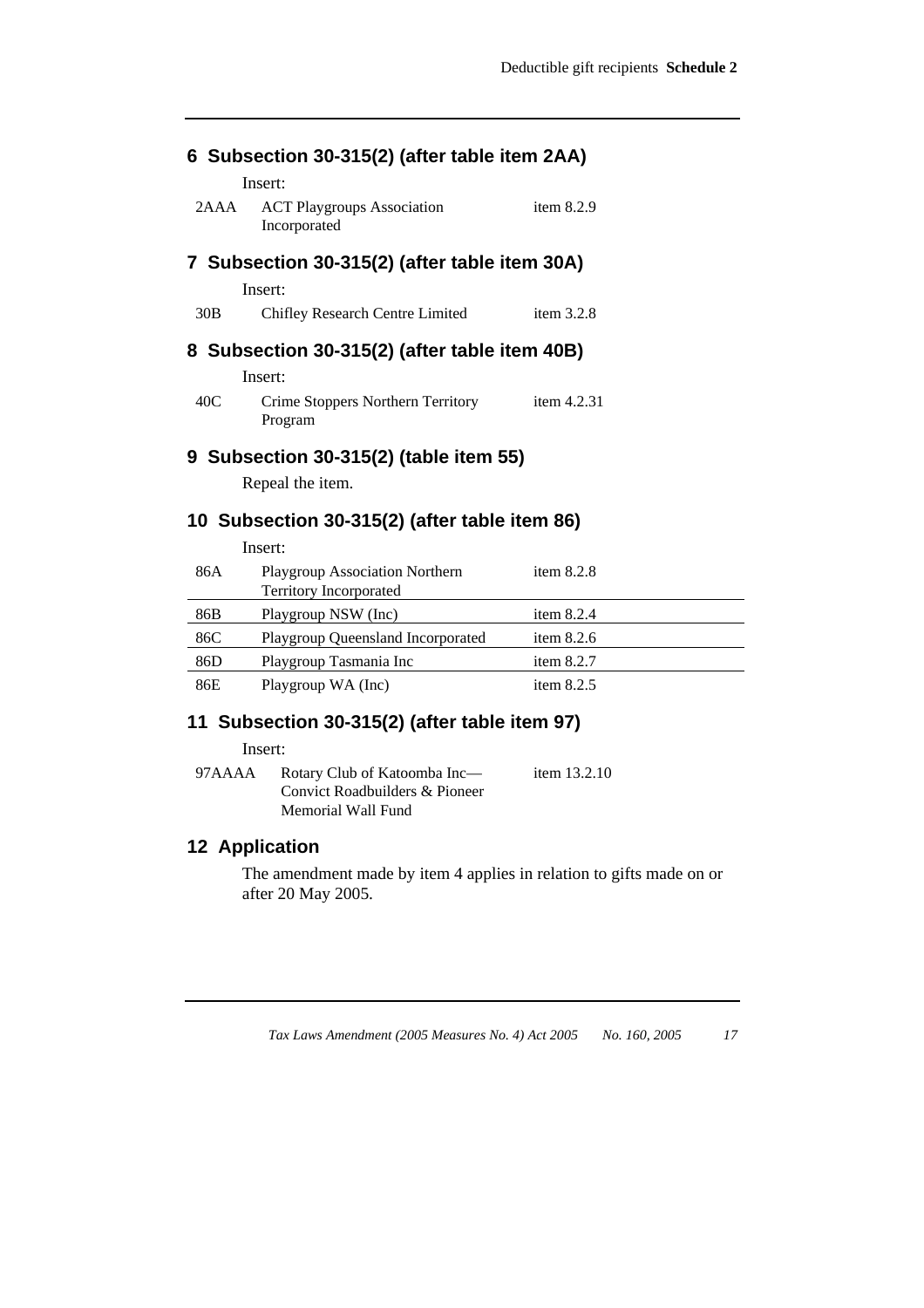## 6 Subsection 30-315(2) (after table item 2AA)

Insert:

| | | |
|---|---|---|
| 2AAA | ACT Playgroups Association Incorporated | item 8.2.9 |

## 7 Subsection 30-315(2) (after table item 30A)

Insert:

| | | |
|---|---|---|
| 30B | Chifley Research Centre Limited | item 3.2.8 |

## 8 Subsection 30-315(2) (after table item 40B)

Insert:

| | | |
|---|---|---|
| 40C | Crime Stoppers Northern Territory Program | item 4.2.31 |

## 9 Subsection 30-315(2) (table item 55)

Repeal the item.

## 10 Subsection 30-315(2) (after table item 86)

Insert:

| | | |
|---|---|---|
| 86A | Playgroup Association Northern Territory Incorporated | item 8.2.8 |
| 86B | Playgroup NSW (Inc) | item 8.2.4 |
| 86C | Playgroup Queensland Incorporated | item 8.2.6 |
| 86D | Playgroup Tasmania Inc | item 8.2.7 |
| 86E | Playgroup WA (Inc) | item 8.2.5 |

## 11 Subsection 30-315(2) (after table item 97)

Insert:

| | | |
|---|---|---|
| 97AAAA | Rotary Club of Katoomba Inc—Convict Roadbuilders & Pioneer Memorial Wall Fund | item 13.2.10 |

## 12 Application

The amendment made by item 4 applies in relation to gifts made on or after 20 May 2005.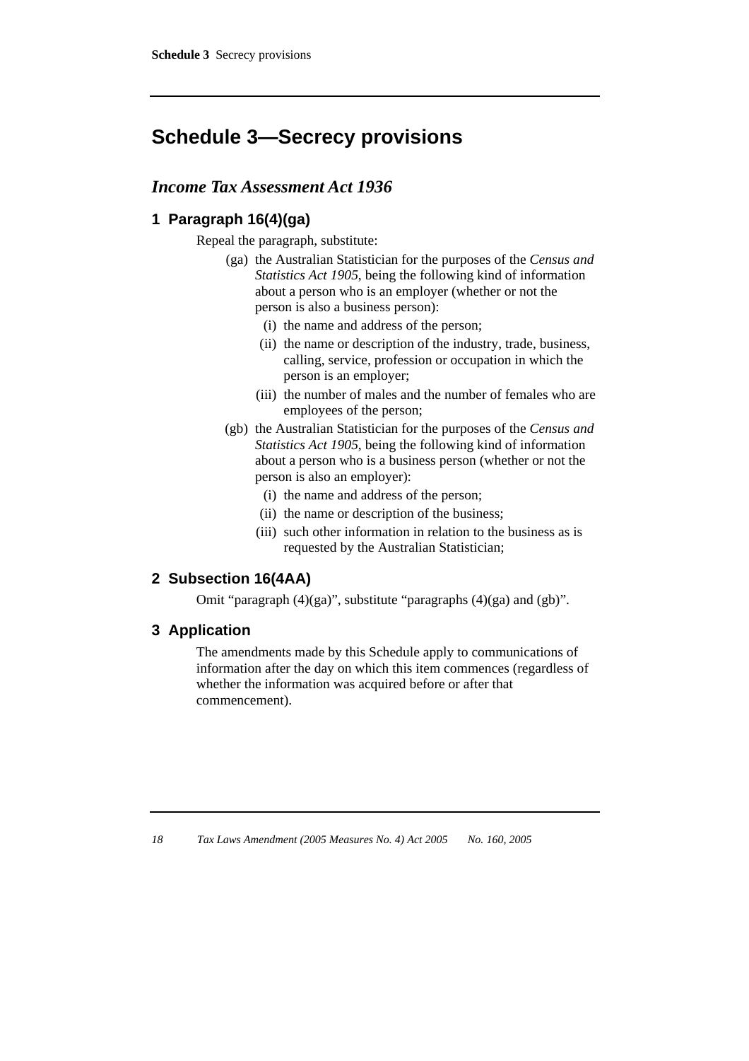# Schedule 3—Secrecy provisions

## *Income Tax Assessment Act 1936*

### 1 Paragraph 16(4)(ga)

Repeal the paragraph, substitute:

(ga) the Australian Statistician for the purposes of the *Census and Statistics Act 1905*, being the following kind of information about a person who is an employer (whether or not the person is also a business person):

(i) the name and address of the person;

(ii) the name or description of the industry, trade, business, calling, service, profession or occupation in which the person is an employer;

(iii) the number of males and the number of females who are employees of the person;

(gb) the Australian Statistician for the purposes of the *Census and Statistics Act 1905*, being the following kind of information about a person who is a business person (whether or not the person is also an employer):

(i) the name and address of the person;

(ii) the name or description of the business;

(iii) such other information in relation to the business as is requested by the Australian Statistician;

### 2 Subsection 16(4AA)

Omit "paragraph (4)(ga)", substitute "paragraphs (4)(ga) and (gb)".

### 3 Application

The amendments made by this Schedule apply to communications of information after the day on which this item commences (regardless of whether the information was acquired before or after that commencement).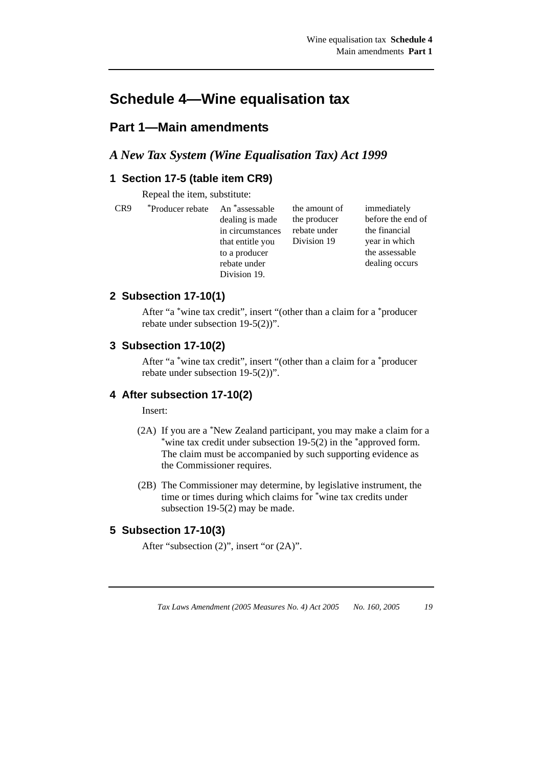# Schedule 4—Wine equalisation tax

## Part 1—Main amendments

### *A New Tax System (Wine Equalisation Tax) Act 1999*

#### 1 Section 17-5 (table item CR9)

Repeal the item, substitute:

| | | | | |
|---|---|---|---|---|
| CR9 | *Producer rebate | An *assessable dealing is made in circumstances that entitle you to a producer rebate under Division 19. | the amount of the producer rebate under Division 19 | immediately before the end of the financial year in which the assessable dealing occurs |

#### 2 Subsection 17-10(1)

After "a *wine tax credit", insert "(other than a claim for a *producer rebate under subsection 19-5(2))".

#### 3 Subsection 17-10(2)

After "a *wine tax credit", insert "(other than a claim for a *producer rebate under subsection 19-5(2))".

#### 4 After subsection 17-10(2)

Insert:

(2A) If you are a *New Zealand participant, you may make a claim for a *wine tax credit under subsection 19-5(2) in the *approved form. The claim must be accompanied by such supporting evidence as the Commissioner requires.

(2B) The Commissioner may determine, by legislative instrument, the time or times during which claims for *wine tax credits under subsection 19-5(2) may be made.

#### 5 Subsection 17-10(3)

After "subsection (2)", insert "or (2A)".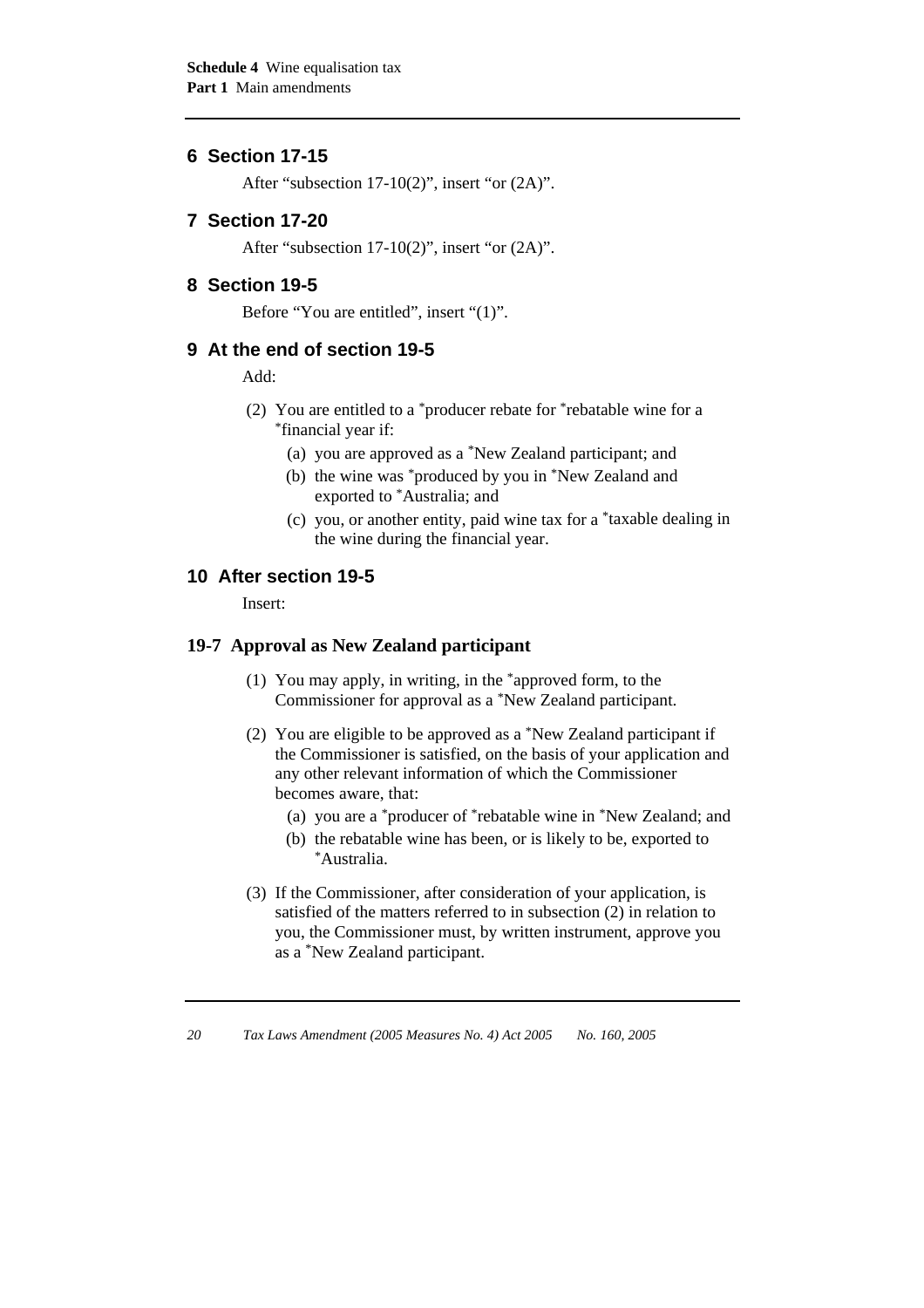## 6 Section 17-15

After "subsection 17-10(2)", insert "or (2A)".

## 7 Section 17-20

After "subsection 17-10(2)", insert "or (2A)".

## 8 Section 19-5

Before "You are entitled", insert "(1)".

## 9 At the end of section 19-5

Add:

(2) You are entitled to a *producer rebate for *rebatable wine for a *financial year if:

(a) you are approved as a *New Zealand participant; and

(b) the wine was *produced by you in *New Zealand and exported to *Australia; and

(c) you, or another entity, paid wine tax for a *taxable dealing in the wine during the financial year.

## 10 After section 19-5

Insert:

### 19-7 Approval as New Zealand participant

(1) You may apply, in writing, in the *approved form, to the Commissioner for approval as a *New Zealand participant.

(2) You are eligible to be approved as a *New Zealand participant if the Commissioner is satisfied, on the basis of your application and any other relevant information of which the Commissioner becomes aware, that:

(a) you are a *producer of *rebatable wine in *New Zealand; and

(b) the rebatable wine has been, or is likely to be, exported to *Australia.

(3) If the Commissioner, after consideration of your application, is satisfied of the matters referred to in subsection (2) in relation to you, the Commissioner must, by written instrument, approve you as a *New Zealand participant.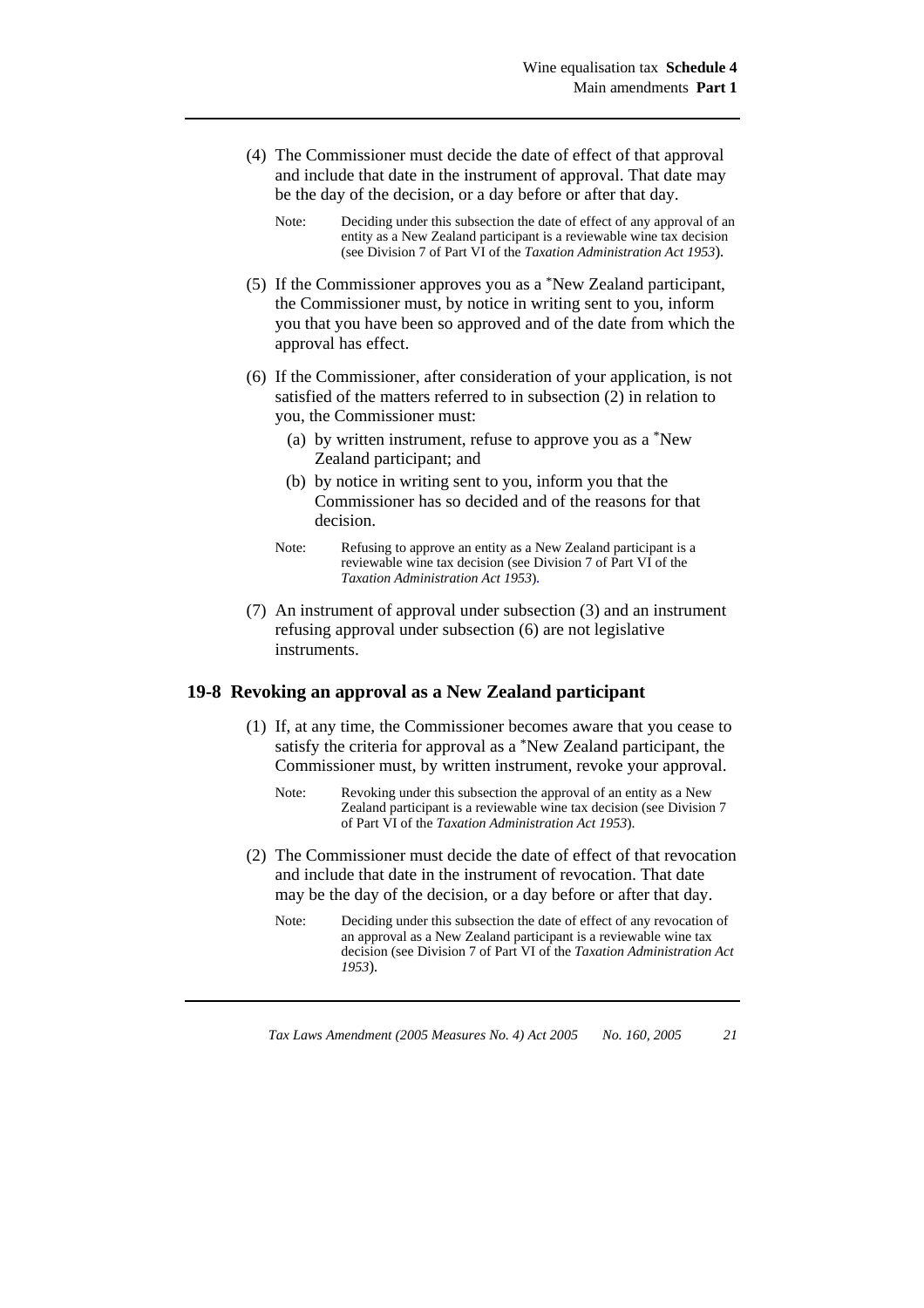(4) The Commissioner must decide the date of effect of that approval and include that date in the instrument of approval. That date may be the day of the decision, or a day before or after that day.

Note: Deciding under this subsection the date of effect of any approval of an entity as a New Zealand participant is a reviewable wine tax decision (see Division 7 of Part VI of the *Taxation Administration Act 1953*).

(5) If the Commissioner approves you as a *New Zealand participant, the Commissioner must, by notice in writing sent to you, inform you that you have been so approved and of the date from which the approval has effect.

(6) If the Commissioner, after consideration of your application, is not satisfied of the matters referred to in subsection (2) in relation to you, the Commissioner must:

(a) by written instrument, refuse to approve you as a *New Zealand participant; and

(b) by notice in writing sent to you, inform you that the Commissioner has so decided and of the reasons for that decision.

Note: Refusing to approve an entity as a New Zealand participant is a reviewable wine tax decision (see Division 7 of Part VI of the *Taxation Administration Act 1953*).

(7) An instrument of approval under subsection (3) and an instrument refusing approval under subsection (6) are not legislative instruments.

## 19-8 Revoking an approval as a New Zealand participant

(1) If, at any time, the Commissioner becomes aware that you cease to satisfy the criteria for approval as a *New Zealand participant, the Commissioner must, by written instrument, revoke your approval.

Note: Revoking under this subsection the approval of an entity as a New Zealand participant is a reviewable wine tax decision (see Division 7 of Part VI of the *Taxation Administration Act 1953*).

(2) The Commissioner must decide the date of effect of that revocation and include that date in the instrument of revocation. That date may be the day of the decision, or a day before or after that day.

Note: Deciding under this subsection the date of effect of any revocation of an approval as a New Zealand participant is a reviewable wine tax decision (see Division 7 of Part VI of the *Taxation Administration Act 1953*).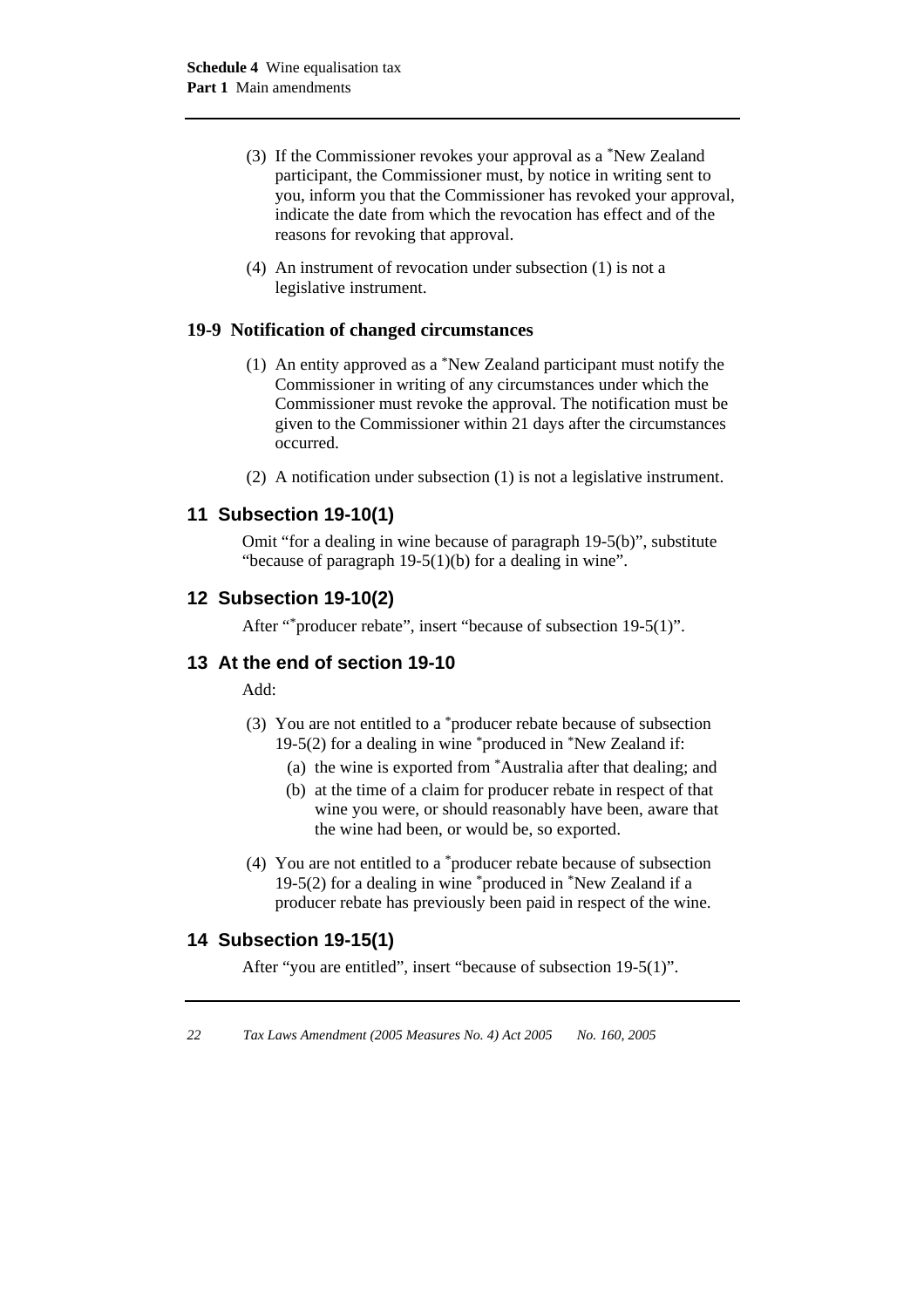(3) If the Commissioner revokes your approval as a *New Zealand participant, the Commissioner must, by notice in writing sent to you, inform you that the Commissioner has revoked your approval, indicate the date from which the revocation has effect and of the reasons for revoking that approval.

(4) An instrument of revocation under subsection (1) is not a legislative instrument.

### 19-9 Notification of changed circumstances

(1) An entity approved as a *New Zealand participant must notify the Commissioner in writing of any circumstances under which the Commissioner must revoke the approval. The notification must be given to the Commissioner within 21 days after the circumstances occurred.

(2) A notification under subsection (1) is not a legislative instrument.

## 11 Subsection 19-10(1)

Omit "for a dealing in wine because of paragraph 19-5(b)", substitute "because of paragraph 19-5(1)(b) for a dealing in wine".

## 12 Subsection 19-10(2)

After "*producer rebate", insert "because of subsection 19-5(1)".

## 13 At the end of section 19-10

Add:

(3) You are not entitled to a *producer rebate because of subsection 19-5(2) for a dealing in wine *produced in *New Zealand if:

(a) the wine is exported from *Australia after that dealing; and

(b) at the time of a claim for producer rebate in respect of that wine you were, or should reasonably have been, aware that the wine had been, or would be, so exported.

(4) You are not entitled to a *producer rebate because of subsection 19-5(2) for a dealing in wine *produced in *New Zealand if a producer rebate has previously been paid in respect of the wine.

## 14 Subsection 19-15(1)

After "you are entitled", insert "because of subsection 19-5(1)".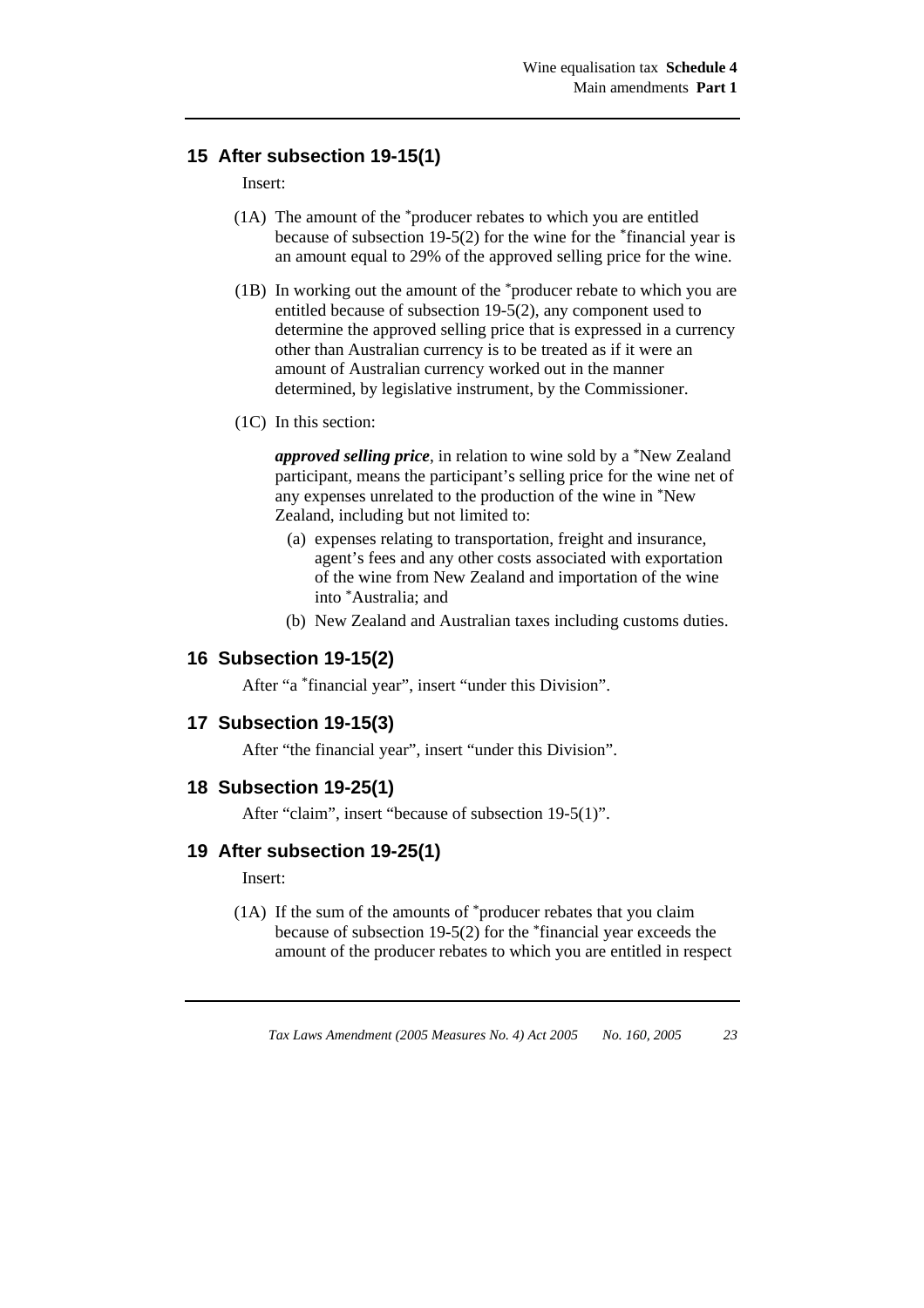## 15 After subsection 19-15(1)

Insert:

(1A) The amount of the *producer rebates to which you are entitled because of subsection 19-5(2) for the wine for the *financial year is an amount equal to 29% of the approved selling price for the wine.

(1B) In working out the amount of the *producer rebate to which you are entitled because of subsection 19-5(2), any component used to determine the approved selling price that is expressed in a currency other than Australian currency is to be treated as if it were an amount of Australian currency worked out in the manner determined, by legislative instrument, by the Commissioner.

(1C) In this section:

***approved selling price***, in relation to wine sold by a *New Zealand participant, means the participant's selling price for the wine net of any expenses unrelated to the production of the wine in *New Zealand, including but not limited to:

- (a) expenses relating to transportation, freight and insurance, agent's fees and any other costs associated with exportation of the wine from New Zealand and importation of the wine into *Australia; and
- (b) New Zealand and Australian taxes including customs duties.

## 16 Subsection 19-15(2)

After "a *financial year", insert "under this Division".

## 17 Subsection 19-15(3)

After "the financial year", insert "under this Division".

## 18 Subsection 19-25(1)

After "claim", insert "because of subsection 19-5(1)".

## 19 After subsection 19-25(1)

Insert:

(1A) If the sum of the amounts of *producer rebates that you claim because of subsection 19-5(2) for the *financial year exceeds the amount of the producer rebates to which you are entitled in respect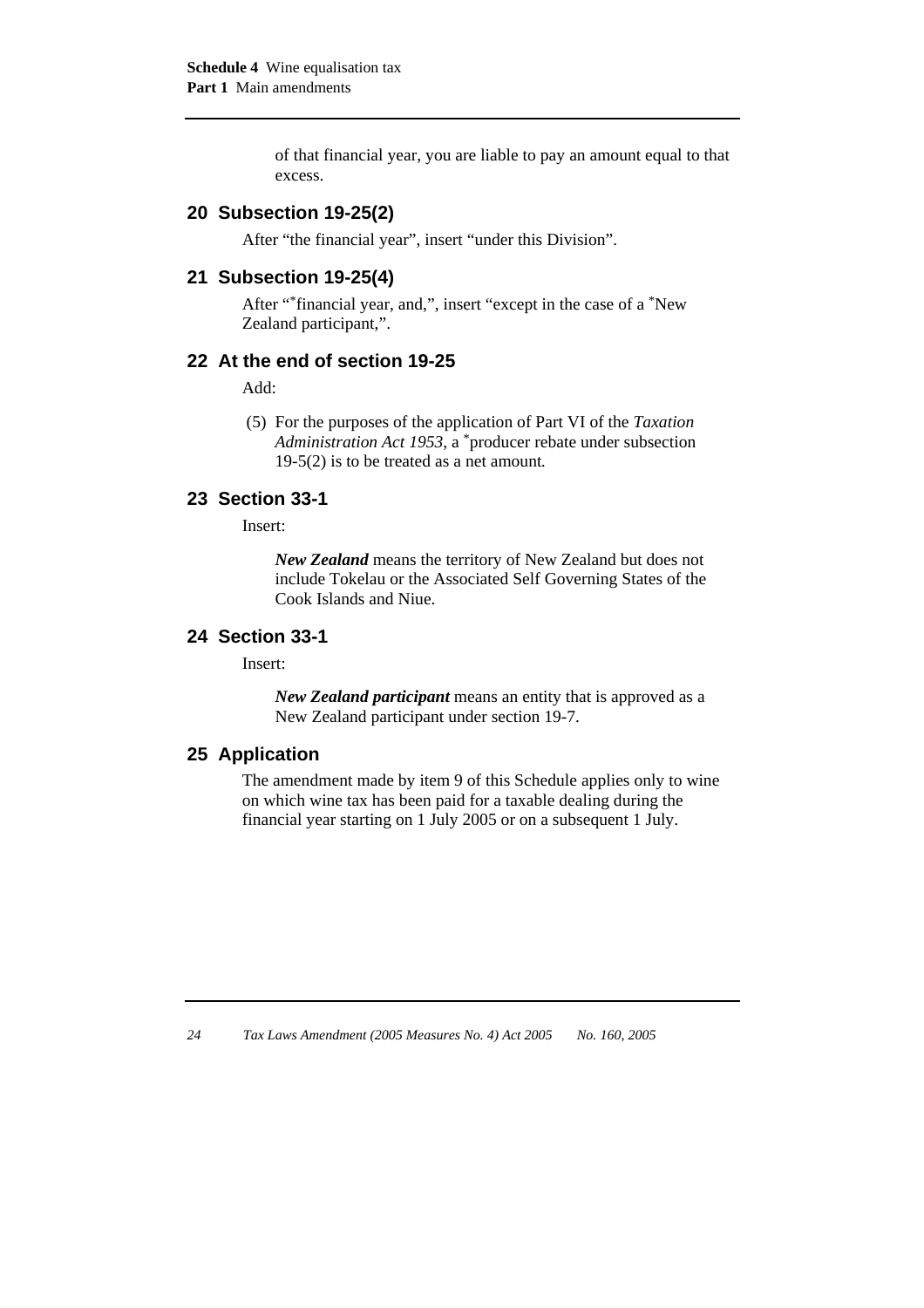of that financial year, you are liable to pay an amount equal to that excess.

## 20 Subsection 19-25(2)

After "the financial year", insert "under this Division".

## 21 Subsection 19-25(4)

After "*financial year, and,", insert "except in the case of a *New Zealand participant,".

## 22 At the end of section 19-25

Add:

(5) For the purposes of the application of Part VI of the *Taxation Administration Act 1953*, a *producer rebate under subsection 19-5(2) is to be treated as a net amount.

## 23 Section 33-1

Insert:

***New Zealand*** means the territory of New Zealand but does not include Tokelau or the Associated Self Governing States of the Cook Islands and Niue.

## 24 Section 33-1

Insert:

***New Zealand participant*** means an entity that is approved as a New Zealand participant under section 19-7.

## 25 Application

The amendment made by item 9 of this Schedule applies only to wine on which wine tax has been paid for a taxable dealing during the financial year starting on 1 July 2005 or on a subsequent 1 July.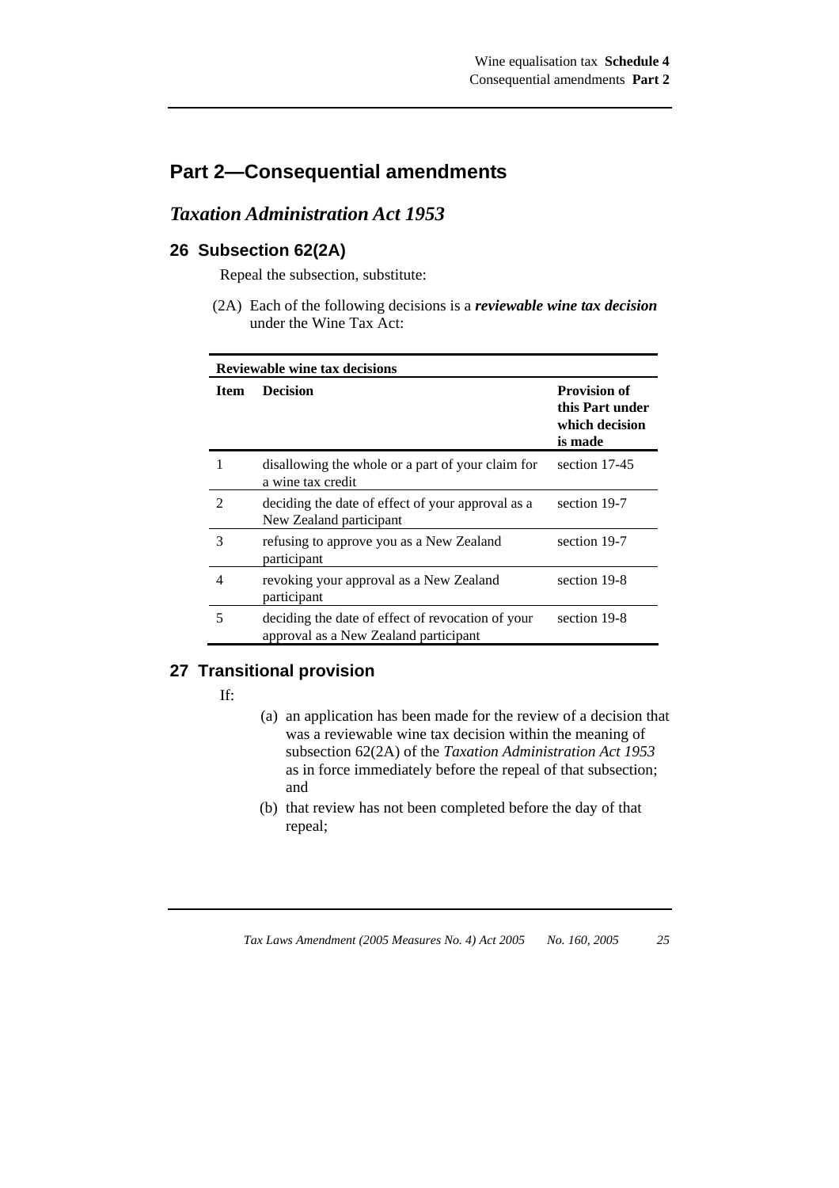## Part 2—Consequential amendments

### *Taxation Administration Act 1953*

#### 26 Subsection 62(2A)

Repeal the subsection, substitute:

(2A) Each of the following decisions is a ***reviewable wine tax decision*** under the Wine Tax Act:

| Reviewable wine tax decisions | | |
|---|---|---|
| **Item** | **Decision** | **Provision of this Part under which decision is made** |
| 1 | disallowing the whole or a part of your claim for a wine tax credit | section 17-45 |
| 2 | deciding the date of effect of your approval as a New Zealand participant | section 19-7 |
| 3 | refusing to approve you as a New Zealand participant | section 19-7 |
| 4 | revoking your approval as a New Zealand participant | section 19-8 |
| 5 | deciding the date of effect of revocation of your approval as a New Zealand participant | section 19-8 |

#### 27 Transitional provision

If:

(a) an application has been made for the review of a decision that was a reviewable wine tax decision within the meaning of subsection 62(2A) of the *Taxation Administration Act 1953* as in force immediately before the repeal of that subsection; and

(b) that review has not been completed before the day of that repeal;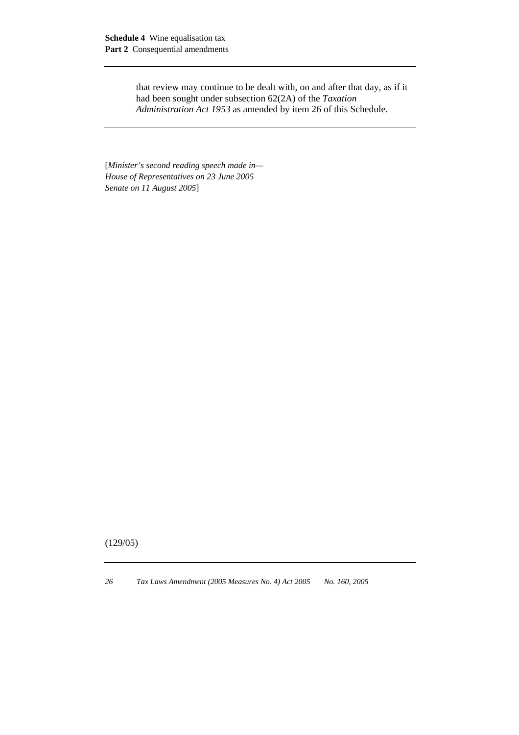that review may continue to be dealt with, on and after that day, as if it had been sought under subsection 62(2A) of the *Taxation Administration Act 1953* as amended by item 26 of this Schedule.

---

[*Minister's second reading speech made in—*
*House of Representatives on 23 June 2005*
*Senate on 11 August 2005*]

(129/05)